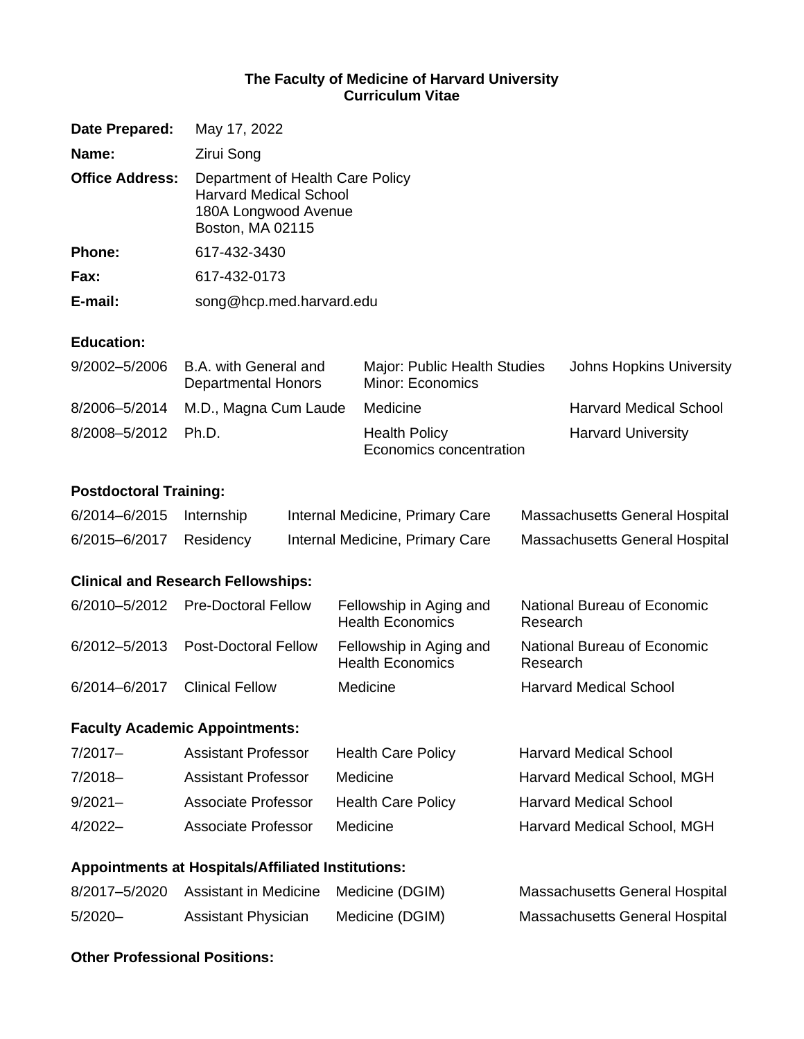# The Faculty of Medicine of Harvard University
## Curriculum Vitae

| | |
|---|---|
| **Date Prepared:** | May 17, 2022 |
| **Name:** | Zirui Song |
| **Office Address:** | Department of Health Care Policy<br>Harvard Medical School<br>180A Longwood Avenue<br>Boston, MA 02115 |
| **Phone:** | 617-432-3430 |
| **Fax:** | 617-432-0173 |
| **E-mail:** | song@hcp.med.harvard.edu |

### Education:

| | | | |
|---|---|---|---|
| 9/2002–5/2006 | B.A. with General and Departmental Honors | Major: Public Health Studies<br>Minor: Economics | Johns Hopkins University |
| 8/2006–5/2014 | M.D., Magna Cum Laude | Medicine | Harvard Medical School |
| 8/2008–5/2012 | Ph.D. | Health Policy<br>Economics concentration | Harvard University |

### Postdoctoral Training:

| | | | |
|---|---|---|---|
| 6/2014–6/2015 | Internship | Internal Medicine, Primary Care | Massachusetts General Hospital |
| 6/2015–6/2017 | Residency | Internal Medicine, Primary Care | Massachusetts General Hospital |

### Clinical and Research Fellowships:

| | | | |
|---|---|---|---|
| 6/2010–5/2012 | Pre-Doctoral Fellow | Fellowship in Aging and Health Economics | National Bureau of Economic Research |
| 6/2012–5/2013 | Post-Doctoral Fellow | Fellowship in Aging and Health Economics | National Bureau of Economic Research |
| 6/2014–6/2017 | Clinical Fellow | Medicine | Harvard Medical School |

### Faculty Academic Appointments:

| | | | |
|---|---|---|---|
| 7/2017– | Assistant Professor | Health Care Policy | Harvard Medical School |
| 7/2018– | Assistant Professor | Medicine | Harvard Medical School, MGH |
| 9/2021– | Associate Professor | Health Care Policy | Harvard Medical School |
| 4/2022– | Associate Professor | Medicine | Harvard Medical School, MGH |

### Appointments at Hospitals/Affiliated Institutions:

| | | | |
|---|---|---|---|
| 8/2017–5/2020 | Assistant in Medicine | Medicine (DGIM) | Massachusetts General Hospital |
| 5/2020– | Assistant Physician | Medicine (DGIM) | Massachusetts General Hospital |

### Other Professional Positions: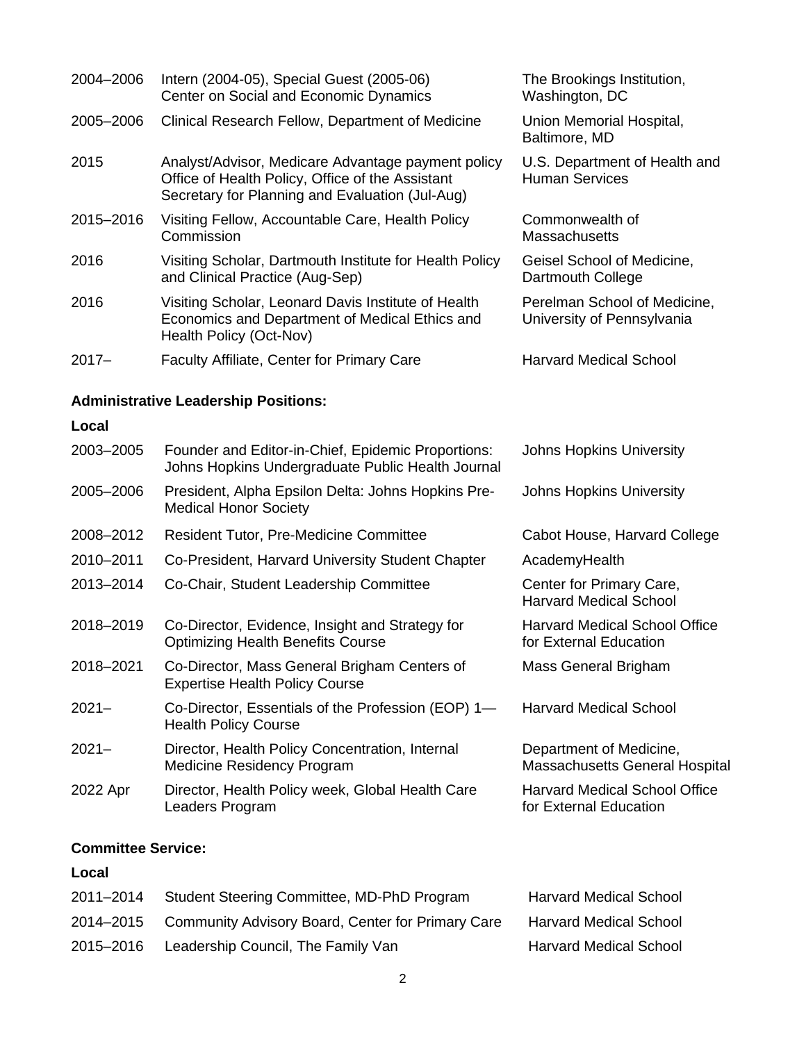| | | |
|---|---|---|
| 2004–2006 | Intern (2004-05), Special Guest (2005-06) Center on Social and Economic Dynamics | The Brookings Institution, Washington, DC |
| 2005–2006 | Clinical Research Fellow, Department of Medicine | Union Memorial Hospital, Baltimore, MD |
| 2015 | Analyst/Advisor, Medicare Advantage payment policy Office of Health Policy, Office of the Assistant Secretary for Planning and Evaluation (Jul-Aug) | U.S. Department of Health and Human Services |
| 2015–2016 | Visiting Fellow, Accountable Care, Health Policy Commission | Commonwealth of Massachusetts |
| 2016 | Visiting Scholar, Dartmouth Institute for Health Policy and Clinical Practice (Aug-Sep) | Geisel School of Medicine, Dartmouth College |
| 2016 | Visiting Scholar, Leonard Davis Institute of Health Economics and Department of Medical Ethics and Health Policy (Oct-Nov) | Perelman School of Medicine, University of Pennsylvania |
| 2017– | Faculty Affiliate, Center for Primary Care | Harvard Medical School |

**Administrative Leadership Positions:**

**Local**

| | | |
|---|---|---|
| 2003–2005 | Founder and Editor-in-Chief, Epidemic Proportions: Johns Hopkins Undergraduate Public Health Journal | Johns Hopkins University |
| 2005–2006 | President, Alpha Epsilon Delta: Johns Hopkins Pre-Medical Honor Society | Johns Hopkins University |
| 2008–2012 | Resident Tutor, Pre-Medicine Committee | Cabot House, Harvard College |
| 2010–2011 | Co-President, Harvard University Student Chapter | AcademyHealth |
| 2013–2014 | Co-Chair, Student Leadership Committee | Center for Primary Care, Harvard Medical School |
| 2018–2019 | Co-Director, Evidence, Insight and Strategy for Optimizing Health Benefits Course | Harvard Medical School Office for External Education |
| 2018–2021 | Co-Director, Mass General Brigham Centers of Expertise Health Policy Course | Mass General Brigham |
| 2021– | Co-Director, Essentials of the Profession (EOP) 1—Health Policy Course | Harvard Medical School |
| 2021– | Director, Health Policy Concentration, Internal Medicine Residency Program | Department of Medicine, Massachusetts General Hospital |
| 2022 Apr | Director, Health Policy week, Global Health Care Leaders Program | Harvard Medical School Office for External Education |

**Committee Service:**

**Local**

| | | |
|---|---|---|
| 2011–2014 | Student Steering Committee, MD-PhD Program | Harvard Medical School |
| 2014–2015 | Community Advisory Board, Center for Primary Care | Harvard Medical School |
| 2015–2016 | Leadership Council, The Family Van | Harvard Medical School |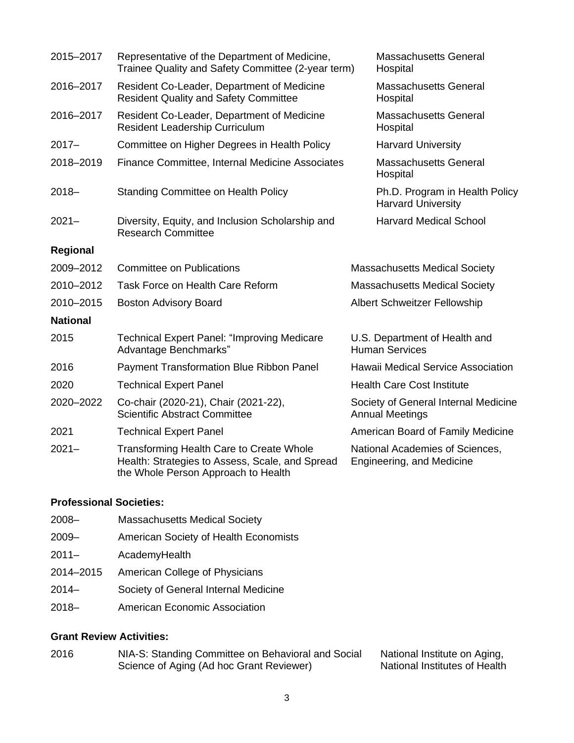| | | |
|---|---|---|
| 2015–2017 | Representative of the Department of Medicine, Trainee Quality and Safety Committee (2-year term) | Massachusetts General Hospital |
| 2016–2017 | Resident Co-Leader, Department of Medicine Resident Quality and Safety Committee | Massachusetts General Hospital |
| 2016–2017 | Resident Co-Leader, Department of Medicine Resident Leadership Curriculum | Massachusetts General Hospital |
| 2017– | Committee on Higher Degrees in Health Policy | Harvard University |
| 2018–2019 | Finance Committee, Internal Medicine Associates | Massachusetts General Hospital |
| 2018– | Standing Committee on Health Policy | Ph.D. Program in Health Policy Harvard University |
| 2021– | Diversity, Equity, and Inclusion Scholarship and Research Committee | Harvard Medical School |

**Regional**

| | | |
|---|---|---|
| 2009–2012 | Committee on Publications | Massachusetts Medical Society |
| 2010–2012 | Task Force on Health Care Reform | Massachusetts Medical Society |
| 2010–2015 | Boston Advisory Board | Albert Schweitzer Fellowship |

**National**

| | | |
|---|---|---|
| 2015 | Technical Expert Panel: "Improving Medicare Advantage Benchmarks" | U.S. Department of Health and Human Services |
| 2016 | Payment Transformation Blue Ribbon Panel | Hawaii Medical Service Association |
| 2020 | Technical Expert Panel | Health Care Cost Institute |
| 2020–2022 | Co-chair (2020-21), Chair (2021-22), Scientific Abstract Committee | Society of General Internal Medicine Annual Meetings |
| 2021 | Technical Expert Panel | American Board of Family Medicine |
| 2021– | Transforming Health Care to Create Whole Health: Strategies to Assess, Scale, and Spread the Whole Person Approach to Health | National Academies of Sciences, Engineering, and Medicine |

### Professional Societies:

| | |
|---|---|
| 2008– | Massachusetts Medical Society |
| 2009– | American Society of Health Economists |
| 2011– | AcademyHealth |
| 2014–2015 | American College of Physicians |
| 2014– | Society of General Internal Medicine |
| 2018– | American Economic Association |

### Grant Review Activities:

| | | |
|---|---|---|
| 2016 | NIA-S: Standing Committee on Behavioral and Social Science of Aging (Ad hoc Grant Reviewer) | National Institute on Aging, National Institutes of Health |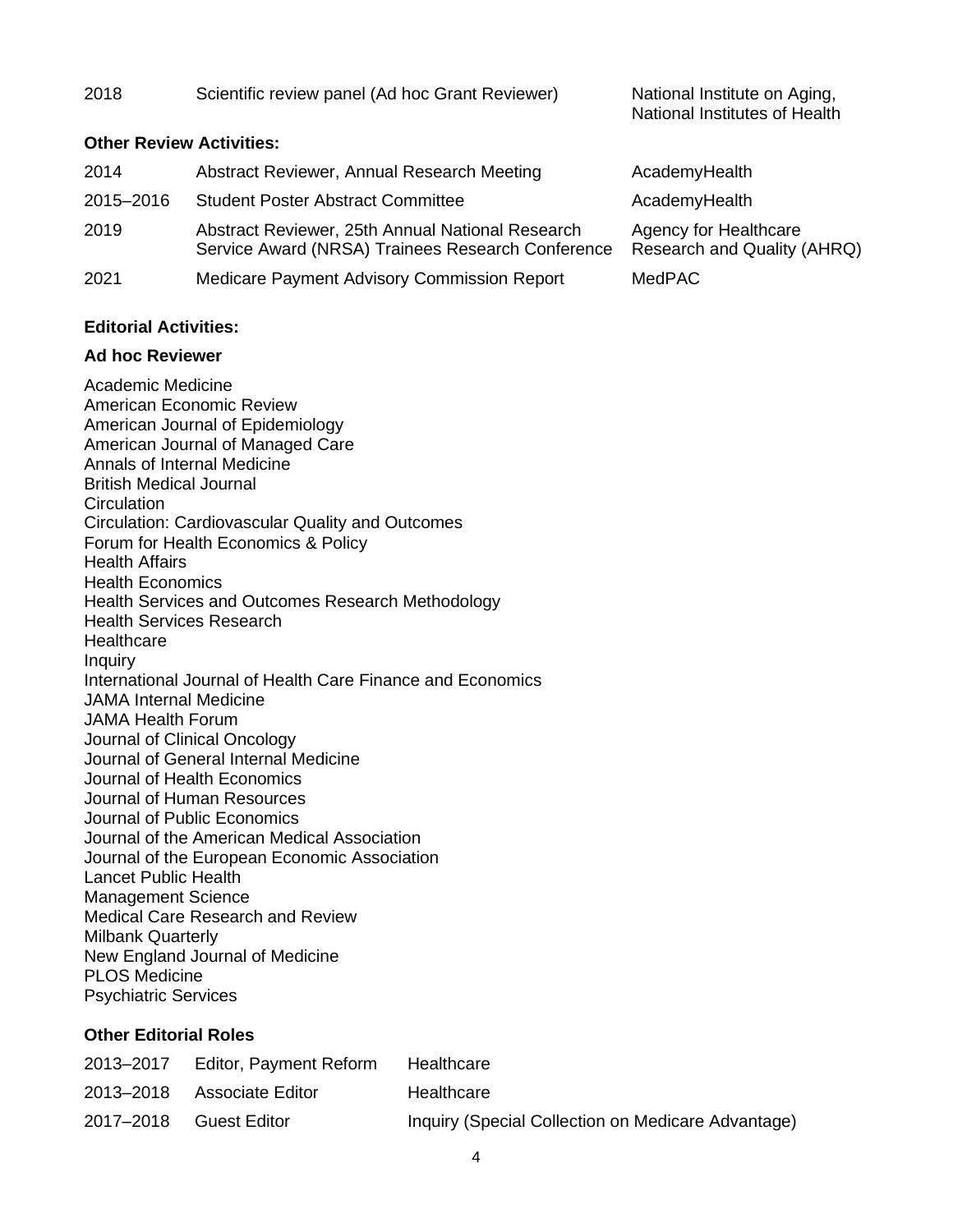| | | |
|---|---|---|
| 2018 | Scientific review panel (Ad hoc Grant Reviewer) | National Institute on Aging, National Institutes of Health |

**Other Review Activities:**

| | | |
|---|---|---|
| 2014 | Abstract Reviewer, Annual Research Meeting | AcademyHealth |
| 2015–2016 | Student Poster Abstract Committee | AcademyHealth |
| 2019 | Abstract Reviewer, 25th Annual National Research Service Award (NRSA) Trainees Research Conference | Agency for Healthcare Research and Quality (AHRQ) |
| 2021 | Medicare Payment Advisory Commission Report | MedPAC |

**Editorial Activities:**

**Ad hoc Reviewer**

Academic Medicine
American Economic Review
American Journal of Epidemiology
American Journal of Managed Care
Annals of Internal Medicine
British Medical Journal
Circulation
Circulation: Cardiovascular Quality and Outcomes
Forum for Health Economics & Policy
Health Affairs
Health Economics
Health Services and Outcomes Research Methodology
Health Services Research
Healthcare
Inquiry
International Journal of Health Care Finance and Economics
JAMA Internal Medicine
JAMA Health Forum
Journal of Clinical Oncology
Journal of General Internal Medicine
Journal of Health Economics
Journal of Human Resources
Journal of Public Economics
Journal of the American Medical Association
Journal of the European Economic Association
Lancet Public Health
Management Science
Medical Care Research and Review
Milbank Quarterly
New England Journal of Medicine
PLOS Medicine
Psychiatric Services

**Other Editorial Roles**

| | | |
|---|---|---|
| 2013–2017 | Editor, Payment Reform | Healthcare |
| 2013–2018 | Associate Editor | Healthcare |
| 2017–2018 | Guest Editor | Inquiry (Special Collection on Medicare Advantage) |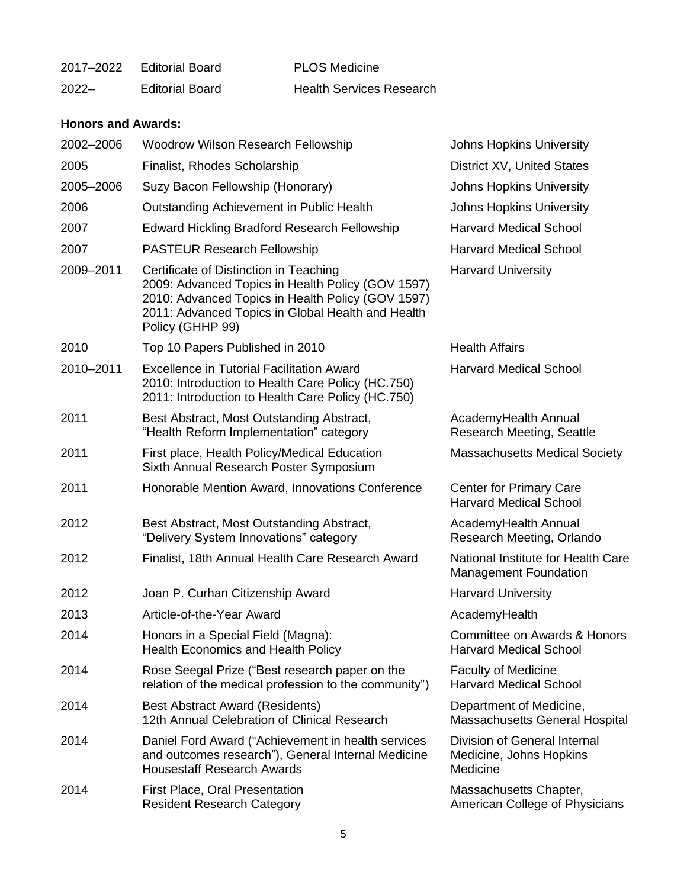| | | |
|---|---|---|
| 2017–2022 | Editorial Board | PLOS Medicine |
| 2022– | Editorial Board | Health Services Research |

**Honors and Awards:**

| | | |
|---|---|---|
| 2002–2006 | Woodrow Wilson Research Fellowship | Johns Hopkins University |
| 2005 | Finalist, Rhodes Scholarship | District XV, United States |
| 2005–2006 | Suzy Bacon Fellowship (Honorary) | Johns Hopkins University |
| 2006 | Outstanding Achievement in Public Health | Johns Hopkins University |
| 2007 | Edward Hickling Bradford Research Fellowship | Harvard Medical School |
| 2007 | PASTEUR Research Fellowship | Harvard Medical School |
| 2009–2011 | Certificate of Distinction in Teaching<br>2009: Advanced Topics in Health Policy (GOV 1597)<br>2010: Advanced Topics in Health Policy (GOV 1597)<br>2011: Advanced Topics in Global Health and Health Policy (GHHP 99) | Harvard University |
| 2010 | Top 10 Papers Published in 2010 | Health Affairs |
| 2010–2011 | Excellence in Tutorial Facilitation Award<br>2010: Introduction to Health Care Policy (HC.750)<br>2011: Introduction to Health Care Policy (HC.750) | Harvard Medical School |
| 2011 | Best Abstract, Most Outstanding Abstract, "Health Reform Implementation" category | AcademyHealth Annual Research Meeting, Seattle |
| 2011 | First place, Health Policy/Medical Education Sixth Annual Research Poster Symposium | Massachusetts Medical Society |
| 2011 | Honorable Mention Award, Innovations Conference | Center for Primary Care Harvard Medical School |
| 2012 | Best Abstract, Most Outstanding Abstract, "Delivery System Innovations" category | AcademyHealth Annual Research Meeting, Orlando |
| 2012 | Finalist, 18th Annual Health Care Research Award | National Institute for Health Care Management Foundation |
| 2012 | Joan P. Curhan Citizenship Award | Harvard University |
| 2013 | Article-of-the-Year Award | AcademyHealth |
| 2014 | Honors in a Special Field (Magna): Health Economics and Health Policy | Committee on Awards & Honors Harvard Medical School |
| 2014 | Rose Seegal Prize ("Best research paper on the relation of the medical profession to the community") | Faculty of Medicine Harvard Medical School |
| 2014 | Best Abstract Award (Residents) 12th Annual Celebration of Clinical Research | Department of Medicine, Massachusetts General Hospital |
| 2014 | Daniel Ford Award ("Achievement in health services and outcomes research"), General Internal Medicine Housestaff Research Awards | Division of General Internal Medicine, Johns Hopkins Medicine |
| 2014 | First Place, Oral Presentation Resident Research Category | Massachusetts Chapter, American College of Physicians |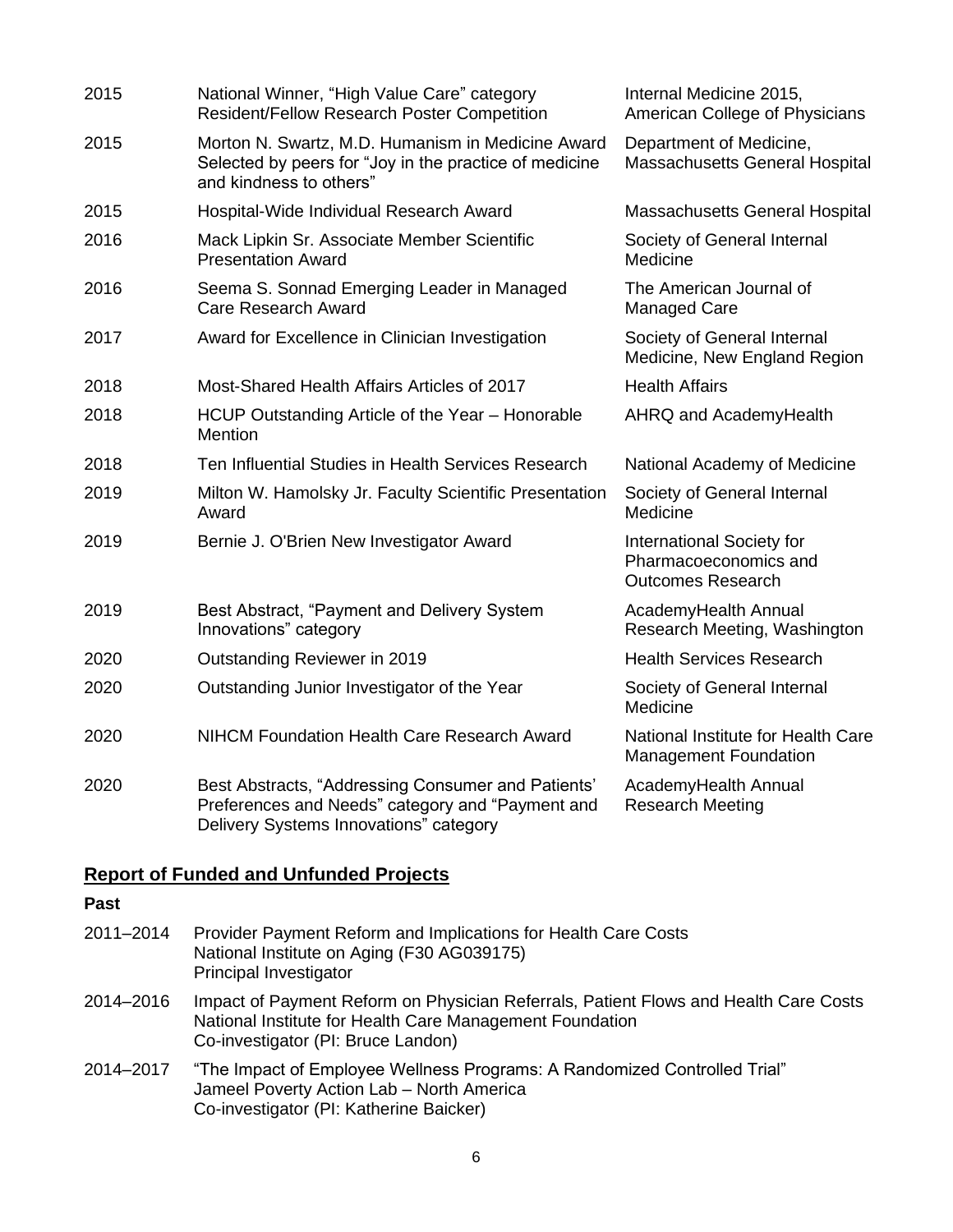| | | |
|---|---|---|
| 2015 | National Winner, “High Value Care” category Resident/Fellow Research Poster Competition | Internal Medicine 2015, American College of Physicians |
| 2015 | Morton N. Swartz, M.D. Humanism in Medicine Award Selected by peers for “Joy in the practice of medicine and kindness to others” | Department of Medicine, Massachusetts General Hospital |
| 2015 | Hospital-Wide Individual Research Award | Massachusetts General Hospital |
| 2016 | Mack Lipkin Sr. Associate Member Scientific Presentation Award | Society of General Internal Medicine |
| 2016 | Seema S. Sonnad Emerging Leader in Managed Care Research Award | The American Journal of Managed Care |
| 2017 | Award for Excellence in Clinician Investigation | Society of General Internal Medicine, New England Region |
| 2018 | Most-Shared Health Affairs Articles of 2017 | Health Affairs |
| 2018 | HCUP Outstanding Article of the Year – Honorable Mention | AHRQ and AcademyHealth |
| 2018 | Ten Influential Studies in Health Services Research | National Academy of Medicine |
| 2019 | Milton W. Hamolsky Jr. Faculty Scientific Presentation Award | Society of General Internal Medicine |
| 2019 | Bernie J. O'Brien New Investigator Award | International Society for Pharmacoeconomics and Outcomes Research |
| 2019 | Best Abstract, “Payment and Delivery System Innovations” category | AcademyHealth Annual Research Meeting, Washington |
| 2020 | Outstanding Reviewer in 2019 | Health Services Research |
| 2020 | Outstanding Junior Investigator of the Year | Society of General Internal Medicine |
| 2020 | NIHCM Foundation Health Care Research Award | National Institute for Health Care Management Foundation |
| 2020 | Best Abstracts, “Addressing Consumer and Patients’ Preferences and Needs” category and “Payment and Delivery Systems Innovations” category | AcademyHealth Annual Research Meeting |

## Report of Funded and Unfunded Projects

**Past**

2011–2014 Provider Payment Reform and Implications for Health Care Costs
National Institute on Aging (F30 AG039175)
Principal Investigator

2014–2016 Impact of Payment Reform on Physician Referrals, Patient Flows and Health Care Costs
National Institute for Health Care Management Foundation
Co-investigator (PI: Bruce Landon)

2014–2017 “The Impact of Employee Wellness Programs: A Randomized Controlled Trial”
Jameel Poverty Action Lab – North America
Co-investigator (PI: Katherine Baicker)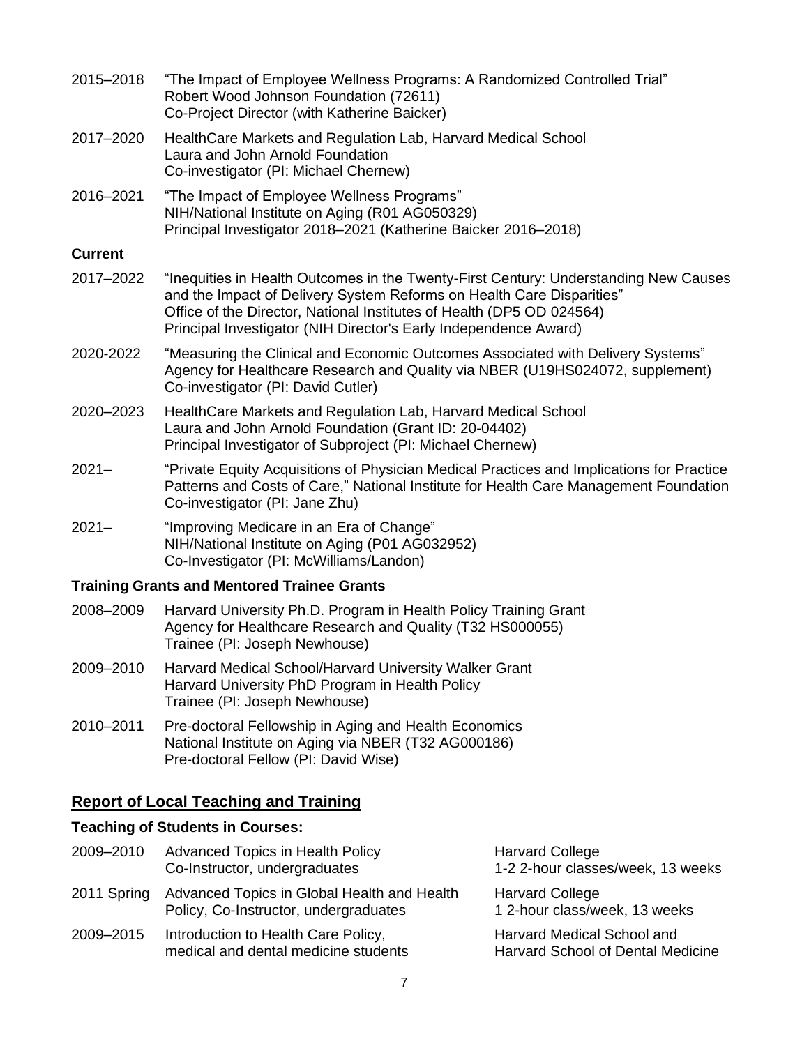2015–2018 "The Impact of Employee Wellness Programs: A Randomized Controlled Trial"
Robert Wood Johnson Foundation (72611)
Co-Project Director (with Katherine Baicker)

2017–2020 HealthCare Markets and Regulation Lab, Harvard Medical School
Laura and John Arnold Foundation
Co-investigator (PI: Michael Chernew)

2016–2021 "The Impact of Employee Wellness Programs"
NIH/National Institute on Aging (R01 AG050329)
Principal Investigator 2018–2021 (Katherine Baicker 2016–2018)

### Current

2017–2022 "Inequities in Health Outcomes in the Twenty-First Century: Understanding New Causes and the Impact of Delivery System Reforms on Health Care Disparities"
Office of the Director, National Institutes of Health (DP5 OD 024564)
Principal Investigator (NIH Director's Early Independence Award)

2020-2022 "Measuring the Clinical and Economic Outcomes Associated with Delivery Systems"
Agency for Healthcare Research and Quality via NBER (U19HS024072, supplement)
Co-investigator (PI: David Cutler)

2020–2023 HealthCare Markets and Regulation Lab, Harvard Medical School
Laura and John Arnold Foundation (Grant ID: 20-04402)
Principal Investigator of Subproject (PI: Michael Chernew)

2021– "Private Equity Acquisitions of Physician Medical Practices and Implications for Practice Patterns and Costs of Care," National Institute for Health Care Management Foundation
Co-investigator (PI: Jane Zhu)

2021– "Improving Medicare in an Era of Change"
NIH/National Institute on Aging (P01 AG032952)
Co-Investigator (PI: McWilliams/Landon)

### Training Grants and Mentored Trainee Grants

2008–2009 Harvard University Ph.D. Program in Health Policy Training Grant
Agency for Healthcare Research and Quality (T32 HS000055)
Trainee (PI: Joseph Newhouse)

2009–2010 Harvard Medical School/Harvard University Walker Grant
Harvard University PhD Program in Health Policy
Trainee (PI: Joseph Newhouse)

2010–2011 Pre-doctoral Fellowship in Aging and Health Economics
National Institute on Aging via NBER (T32 AG000186)
Pre-doctoral Fellow (PI: David Wise)

## Report of Local Teaching and Training

### Teaching of Students in Courses:

| | | |
|---|---|---|
| 2009–2010 | Advanced Topics in Health Policy<br>Co-Instructor, undergraduates | Harvard College<br>1-2 2-hour classes/week, 13 weeks |
| 2011 Spring | Advanced Topics in Global Health and Health Policy, Co-Instructor, undergraduates | Harvard College<br>1 2-hour class/week, 13 weeks |
| 2009–2015 | Introduction to Health Care Policy,<br>medical and dental medicine students | Harvard Medical School and<br>Harvard School of Dental Medicine |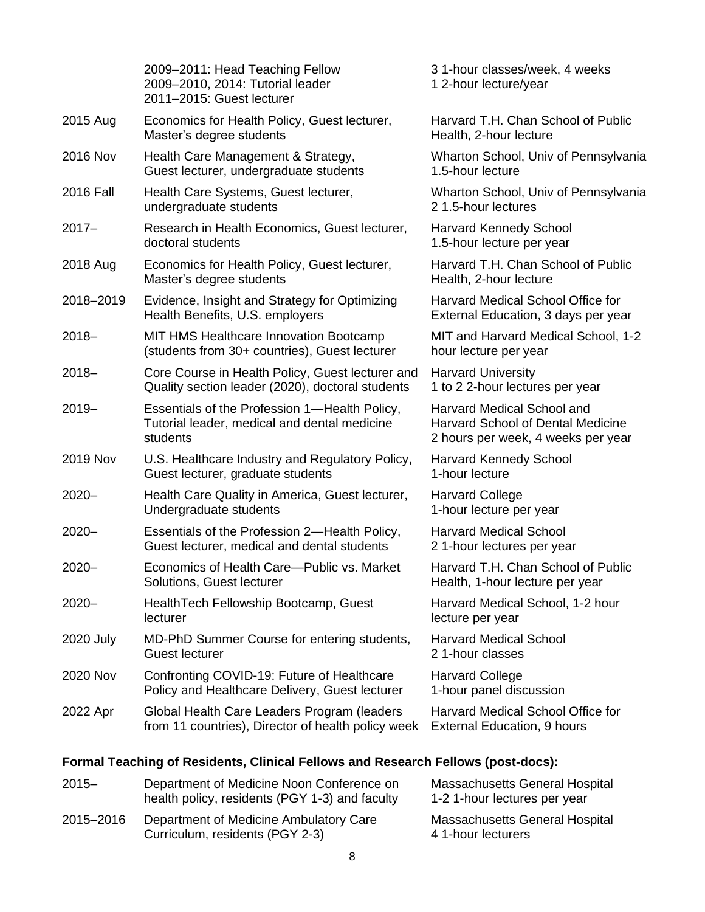| | | |
|---|---|---|
| | 2009–2011: Head Teaching Fellow<br>2009–2010, 2014: Tutorial leader<br>2011–2015: Guest lecturer | 3 1-hour classes/week, 4 weeks<br>1 2-hour lecture/year |
| 2015 Aug | Economics for Health Policy, Guest lecturer, Master's degree students | Harvard T.H. Chan School of Public Health, 2-hour lecture |
| 2016 Nov | Health Care Management & Strategy, Guest lecturer, undergraduate students | Wharton School, Univ of Pennsylvania 1.5-hour lecture |
| 2016 Fall | Health Care Systems, Guest lecturer, undergraduate students | Wharton School, Univ of Pennsylvania 2 1.5-hour lectures |
| 2017– | Research in Health Economics, Guest lecturer, doctoral students | Harvard Kennedy School<br>1.5-hour lecture per year |
| 2018 Aug | Economics for Health Policy, Guest lecturer, Master's degree students | Harvard T.H. Chan School of Public Health, 2-hour lecture |
| 2018–2019 | Evidence, Insight and Strategy for Optimizing Health Benefits, U.S. employers | Harvard Medical School Office for External Education, 3 days per year |
| 2018– | MIT HMS Healthcare Innovation Bootcamp (students from 30+ countries), Guest lecturer | MIT and Harvard Medical School, 1-2 hour lecture per year |
| 2018– | Core Course in Health Policy, Guest lecturer and Quality section leader (2020), doctoral students | Harvard University<br>1 to 2 2-hour lectures per year |
| 2019– | Essentials of the Profession 1—Health Policy, Tutorial leader, medical and dental medicine students | Harvard Medical School and Harvard School of Dental Medicine<br>2 hours per week, 4 weeks per year |
| 2019 Nov | U.S. Healthcare Industry and Regulatory Policy, Guest lecturer, graduate students | Harvard Kennedy School<br>1-hour lecture |
| 2020– | Health Care Quality in America, Guest lecturer, Undergraduate students | Harvard College<br>1-hour lecture per year |
| 2020– | Essentials of the Profession 2—Health Policy, Guest lecturer, medical and dental students | Harvard Medical School<br>2 1-hour lectures per year |
| 2020– | Economics of Health Care—Public vs. Market Solutions, Guest lecturer | Harvard T.H. Chan School of Public Health, 1-hour lecture per year |
| 2020– | HealthTech Fellowship Bootcamp, Guest lecturer | Harvard Medical School, 1-2 hour lecture per year |
| 2020 July | MD-PhD Summer Course for entering students, Guest lecturer | Harvard Medical School<br>2 1-hour classes |
| 2020 Nov | Confronting COVID-19: Future of Healthcare Policy and Healthcare Delivery, Guest lecturer | Harvard College<br>1-hour panel discussion |
| 2022 Apr | Global Health Care Leaders Program (leaders from 11 countries), Director of health policy week | Harvard Medical School Office for External Education, 9 hours |

**Formal Teaching of Residents, Clinical Fellows and Research Fellows (post-docs):**

| | | |
|---|---|---|
| 2015– | Department of Medicine Noon Conference on health policy, residents (PGY 1-3) and faculty | Massachusetts General Hospital<br>1-2 1-hour lectures per year |
| 2015–2016 | Department of Medicine Ambulatory Care Curriculum, residents (PGY 2-3) | Massachusetts General Hospital<br>4 1-hour lecturers |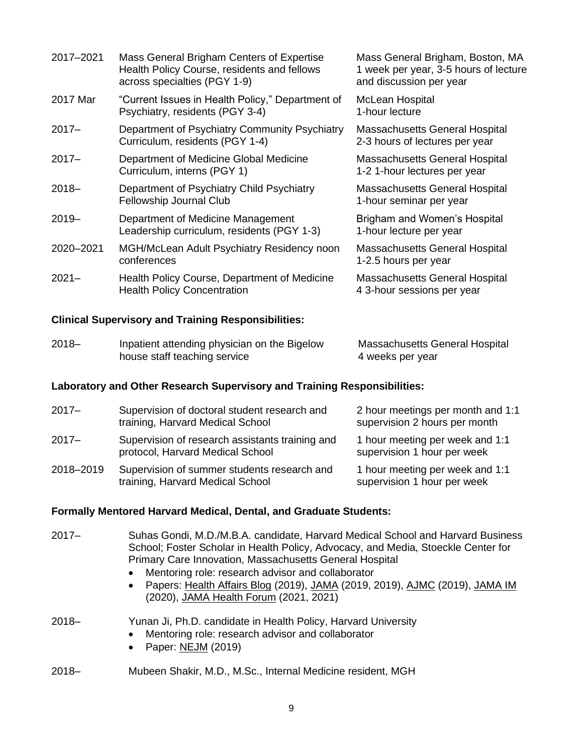| | | |
|---|---|---|
| 2017–2021 | Mass General Brigham Centers of Expertise Health Policy Course, residents and fellows across specialties (PGY 1-9) | Mass General Brigham, Boston, MA<br>1 week per year, 3-5 hours of lecture and discussion per year |
| 2017 Mar | "Current Issues in Health Policy," Department of Psychiatry, residents (PGY 3-4) | McLean Hospital<br>1-hour lecture |
| 2017– | Department of Psychiatry Community Psychiatry Curriculum, residents (PGY 1-4) | Massachusetts General Hospital<br>2-3 hours of lectures per year |
| 2017– | Department of Medicine Global Medicine Curriculum, interns (PGY 1) | Massachusetts General Hospital<br>1-2 1-hour lectures per year |
| 2018– | Department of Psychiatry Child Psychiatry Fellowship Journal Club | Massachusetts General Hospital<br>1-hour seminar per year |
| 2019– | Department of Medicine Management Leadership curriculum, residents (PGY 1-3) | Brigham and Women's Hospital<br>1-hour lecture per year |
| 2020–2021 | MGH/McLean Adult Psychiatry Residency noon conferences | Massachusetts General Hospital<br>1-2.5 hours per year |
| 2021– | Health Policy Course, Department of Medicine Health Policy Concentration | Massachusetts General Hospital<br>4 3-hour sessions per year |

**Clinical Supervisory and Training Responsibilities:**

| | | |
|---|---|---|
| 2018– | Inpatient attending physician on the Bigelow house staff teaching service | Massachusetts General Hospital<br>4 weeks per year |

**Laboratory and Other Research Supervisory and Training Responsibilities:**

| | | |
|---|---|---|
| 2017– | Supervision of doctoral student research and training, Harvard Medical School | 2 hour meetings per month and 1:1 supervision 2 hours per month |
| 2017– | Supervision of research assistants training and protocol, Harvard Medical School | 1 hour meeting per week and 1:1 supervision 1 hour per week |
| 2018–2019 | Supervision of summer students research and training, Harvard Medical School | 1 hour meeting per week and 1:1 supervision 1 hour per week |

**Formally Mentored Harvard Medical, Dental, and Graduate Students:**

2017– Suhas Gondi, M.D./M.B.A. candidate, Harvard Medical School and Harvard Business School; Foster Scholar in Health Policy, Advocacy, and Media, Stoeckle Center for Primary Care Innovation, Massachusetts General Hospital

- Mentoring role: research advisor and collaborator
- Papers: Health Affairs Blog (2019), JAMA (2019, 2019), AJMC (2019), JAMA IM (2020), JAMA Health Forum (2021, 2021)

2018– Yunan Ji, Ph.D. candidate in Health Policy, Harvard University

- Mentoring role: research advisor and collaborator
- Paper: NEJM (2019)

2018– Mubeen Shakir, M.D., M.Sc., Internal Medicine resident, MGH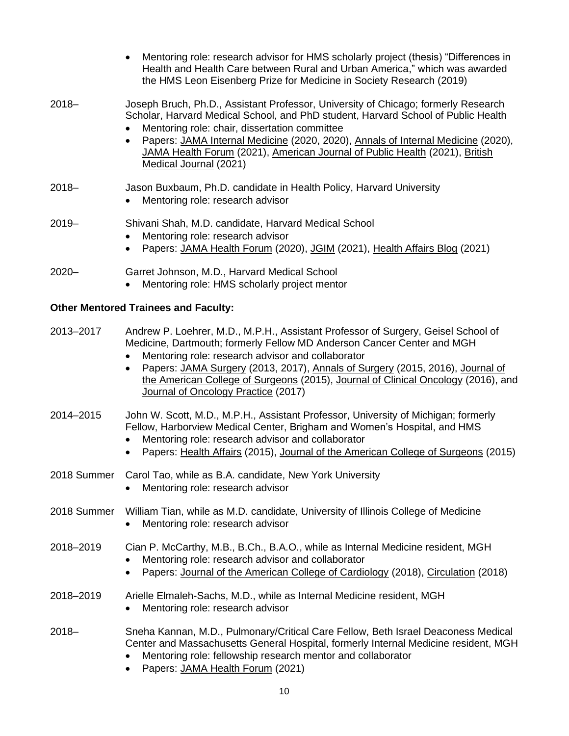- Mentoring role: research advisor for HMS scholarly project (thesis) "Differences in Health and Health Care between Rural and Urban America," which was awarded the HMS Leon Eisenberg Prize for Medicine in Society Research (2019)

2018– Joseph Bruch, Ph.D., Assistant Professor, University of Chicago; formerly Research Scholar, Harvard Medical School, and PhD student, Harvard School of Public Health
- Mentoring role: chair, dissertation committee
- Papers: JAMA Internal Medicine (2020, 2020), Annals of Internal Medicine (2020), JAMA Health Forum (2021), American Journal of Public Health (2021), British Medical Journal (2021)

2018– Jason Buxbaum, Ph.D. candidate in Health Policy, Harvard University
- Mentoring role: research advisor

2019– Shivani Shah, M.D. candidate, Harvard Medical School
- Mentoring role: research advisor
- Papers: JAMA Health Forum (2020), JGIM (2021), Health Affairs Blog (2021)

2020– Garret Johnson, M.D., Harvard Medical School
- Mentoring role: HMS scholarly project mentor

**Other Mentored Trainees and Faculty:**

2013–2017 Andrew P. Loehrer, M.D., M.P.H., Assistant Professor of Surgery, Geisel School of Medicine, Dartmouth; formerly Fellow MD Anderson Cancer Center and MGH
- Mentoring role: research advisor and collaborator
- Papers: JAMA Surgery (2013, 2017), Annals of Surgery (2015, 2016), Journal of the American College of Surgeons (2015), Journal of Clinical Oncology (2016), and Journal of Oncology Practice (2017)

2014–2015 John W. Scott, M.D., M.P.H., Assistant Professor, University of Michigan; formerly Fellow, Harborview Medical Center, Brigham and Women's Hospital, and HMS
- Mentoring role: research advisor and collaborator
- Papers: Health Affairs (2015), Journal of the American College of Surgeons (2015)

2018 Summer Carol Tao, while as B.A. candidate, New York University
- Mentoring role: research advisor

2018 Summer William Tian, while as M.D. candidate, University of Illinois College of Medicine
- Mentoring role: research advisor

2018–2019 Cian P. McCarthy, M.B., B.Ch., B.A.O., while as Internal Medicine resident, MGH
- Mentoring role: research advisor and collaborator
- Papers: Journal of the American College of Cardiology (2018), Circulation (2018)

2018–2019 Arielle Elmaleh-Sachs, M.D., while as Internal Medicine resident, MGH
- Mentoring role: research advisor

2018– Sneha Kannan, M.D., Pulmonary/Critical Care Fellow, Beth Israel Deaconess Medical Center and Massachusetts General Hospital, formerly Internal Medicine resident, MGH
- Mentoring role: fellowship research mentor and collaborator
- Papers: JAMA Health Forum (2021)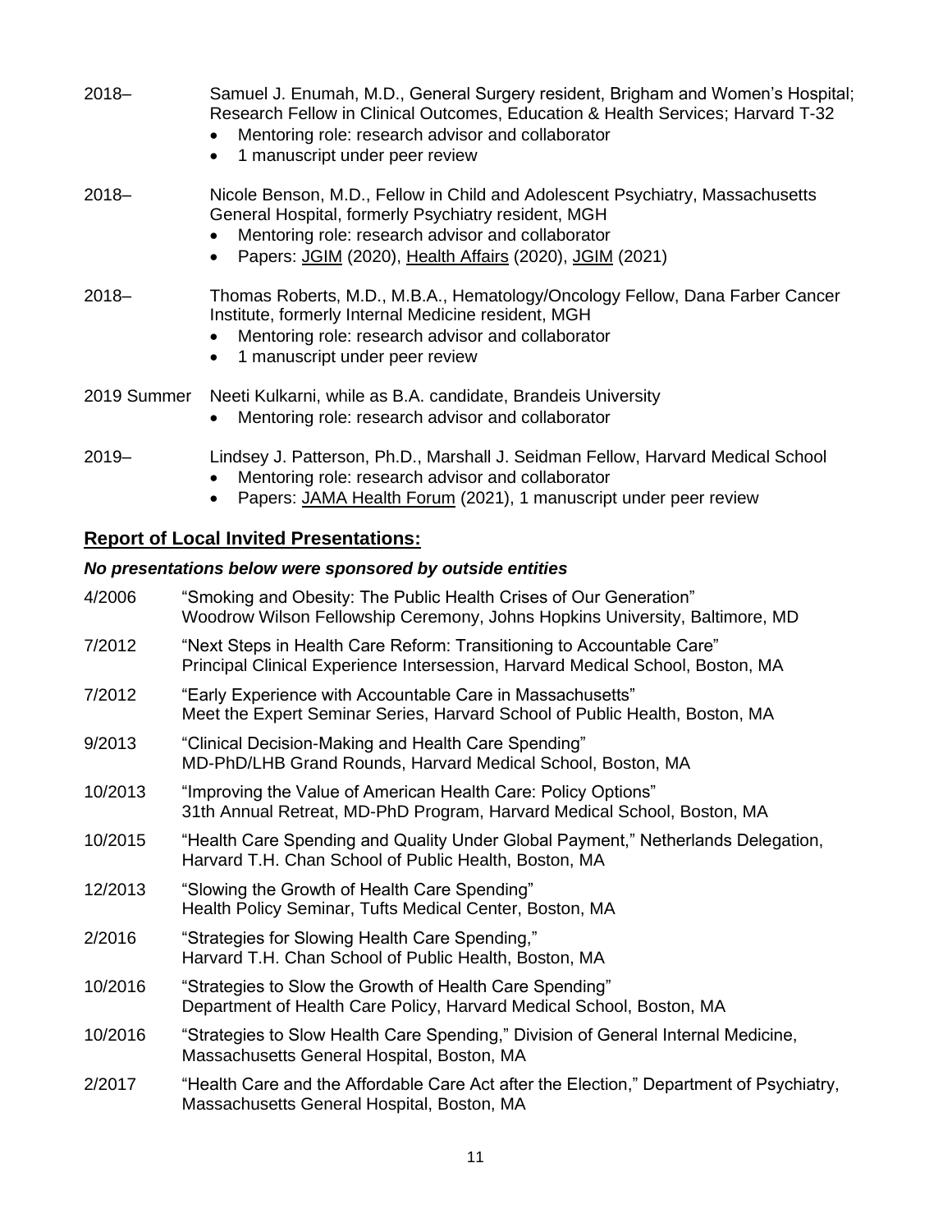2018– Samuel J. Enumah, M.D., General Surgery resident, Brigham and Women's Hospital; Research Fellow in Clinical Outcomes, Education & Health Services; Harvard T-32

- Mentoring role: research advisor and collaborator
- 1 manuscript under peer review

2018– Nicole Benson, M.D., Fellow in Child and Adolescent Psychiatry, Massachusetts General Hospital, formerly Psychiatry resident, MGH

- Mentoring role: research advisor and collaborator
- Papers: JGIM (2020), Health Affairs (2020), JGIM (2021)

2018– Thomas Roberts, M.D., M.B.A., Hematology/Oncology Fellow, Dana Farber Cancer Institute, formerly Internal Medicine resident, MGH

- Mentoring role: research advisor and collaborator
- 1 manuscript under peer review

2019 Summer Neeti Kulkarni, while as B.A. candidate, Brandeis University

- Mentoring role: research advisor and collaborator

2019– Lindsey J. Patterson, Ph.D., Marshall J. Seidman Fellow, Harvard Medical School

- Mentoring role: research advisor and collaborator
- Papers: JAMA Health Forum (2021), 1 manuscript under peer review

## Report of Local Invited Presentations:

***No presentations below were sponsored by outside entities***

4/2006 "Smoking and Obesity: The Public Health Crises of Our Generation"
Woodrow Wilson Fellowship Ceremony, Johns Hopkins University, Baltimore, MD

7/2012 "Next Steps in Health Care Reform: Transitioning to Accountable Care"
Principal Clinical Experience Intersession, Harvard Medical School, Boston, MA

7/2012 "Early Experience with Accountable Care in Massachusetts"
Meet the Expert Seminar Series, Harvard School of Public Health, Boston, MA

9/2013 "Clinical Decision-Making and Health Care Spending"
MD-PhD/LHB Grand Rounds, Harvard Medical School, Boston, MA

10/2013 "Improving the Value of American Health Care: Policy Options"
31th Annual Retreat, MD-PhD Program, Harvard Medical School, Boston, MA

10/2015 "Health Care Spending and Quality Under Global Payment," Netherlands Delegation, Harvard T.H. Chan School of Public Health, Boston, MA

12/2013 "Slowing the Growth of Health Care Spending"
Health Policy Seminar, Tufts Medical Center, Boston, MA

2/2016 "Strategies for Slowing Health Care Spending,"
Harvard T.H. Chan School of Public Health, Boston, MA

10/2016 "Strategies to Slow the Growth of Health Care Spending"
Department of Health Care Policy, Harvard Medical School, Boston, MA

10/2016 "Strategies to Slow Health Care Spending," Division of General Internal Medicine, Massachusetts General Hospital, Boston, MA

2/2017 "Health Care and the Affordable Care Act after the Election," Department of Psychiatry, Massachusetts General Hospital, Boston, MA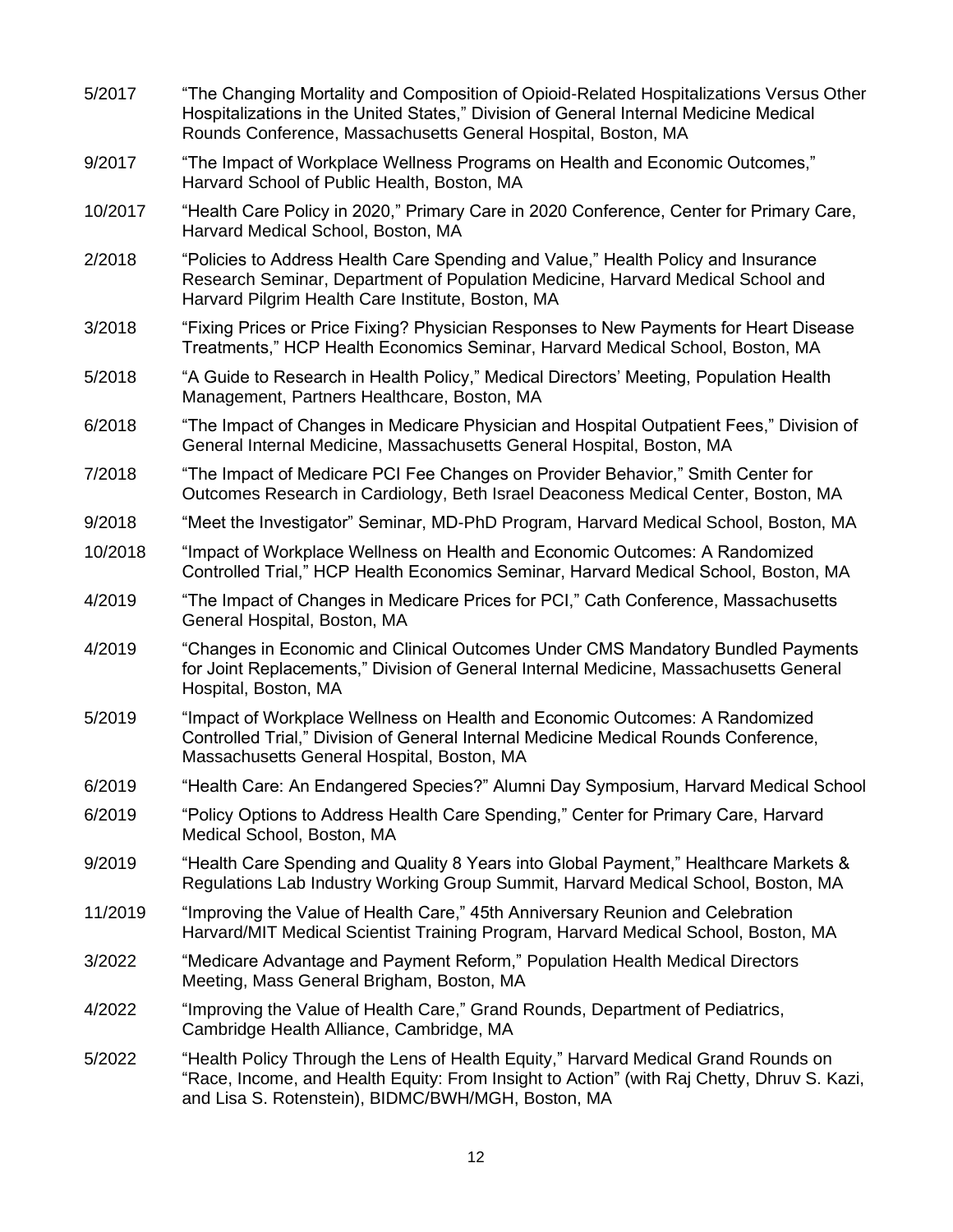5/2017 "The Changing Mortality and Composition of Opioid-Related Hospitalizations Versus Other Hospitalizations in the United States," Division of General Internal Medicine Medical Rounds Conference, Massachusetts General Hospital, Boston, MA

9/2017 "The Impact of Workplace Wellness Programs on Health and Economic Outcomes," Harvard School of Public Health, Boston, MA

10/2017 "Health Care Policy in 2020," Primary Care in 2020 Conference, Center for Primary Care, Harvard Medical School, Boston, MA

2/2018 "Policies to Address Health Care Spending and Value," Health Policy and Insurance Research Seminar, Department of Population Medicine, Harvard Medical School and Harvard Pilgrim Health Care Institute, Boston, MA

3/2018 "Fixing Prices or Price Fixing? Physician Responses to New Payments for Heart Disease Treatments," HCP Health Economics Seminar, Harvard Medical School, Boston, MA

5/2018 "A Guide to Research in Health Policy," Medical Directors' Meeting, Population Health Management, Partners Healthcare, Boston, MA

6/2018 "The Impact of Changes in Medicare Physician and Hospital Outpatient Fees," Division of General Internal Medicine, Massachusetts General Hospital, Boston, MA

7/2018 "The Impact of Medicare PCI Fee Changes on Provider Behavior," Smith Center for Outcomes Research in Cardiology, Beth Israel Deaconess Medical Center, Boston, MA

9/2018 "Meet the Investigator" Seminar, MD-PhD Program, Harvard Medical School, Boston, MA

10/2018 "Impact of Workplace Wellness on Health and Economic Outcomes: A Randomized Controlled Trial," HCP Health Economics Seminar, Harvard Medical School, Boston, MA

4/2019 "The Impact of Changes in Medicare Prices for PCI," Cath Conference, Massachusetts General Hospital, Boston, MA

4/2019 "Changes in Economic and Clinical Outcomes Under CMS Mandatory Bundled Payments for Joint Replacements," Division of General Internal Medicine, Massachusetts General Hospital, Boston, MA

5/2019 "Impact of Workplace Wellness on Health and Economic Outcomes: A Randomized Controlled Trial," Division of General Internal Medicine Medical Rounds Conference, Massachusetts General Hospital, Boston, MA

6/2019 "Health Care: An Endangered Species?" Alumni Day Symposium, Harvard Medical School

6/2019 "Policy Options to Address Health Care Spending," Center for Primary Care, Harvard Medical School, Boston, MA

9/2019 "Health Care Spending and Quality 8 Years into Global Payment," Healthcare Markets & Regulations Lab Industry Working Group Summit, Harvard Medical School, Boston, MA

11/2019 "Improving the Value of Health Care," 45th Anniversary Reunion and Celebration Harvard/MIT Medical Scientist Training Program, Harvard Medical School, Boston, MA

3/2022 "Medicare Advantage and Payment Reform," Population Health Medical Directors Meeting, Mass General Brigham, Boston, MA

4/2022 "Improving the Value of Health Care," Grand Rounds, Department of Pediatrics, Cambridge Health Alliance, Cambridge, MA

5/2022 "Health Policy Through the Lens of Health Equity," Harvard Medical Grand Rounds on "Race, Income, and Health Equity: From Insight to Action" (with Raj Chetty, Dhruv S. Kazi, and Lisa S. Rotenstein), BIDMC/BWH/MGH, Boston, MA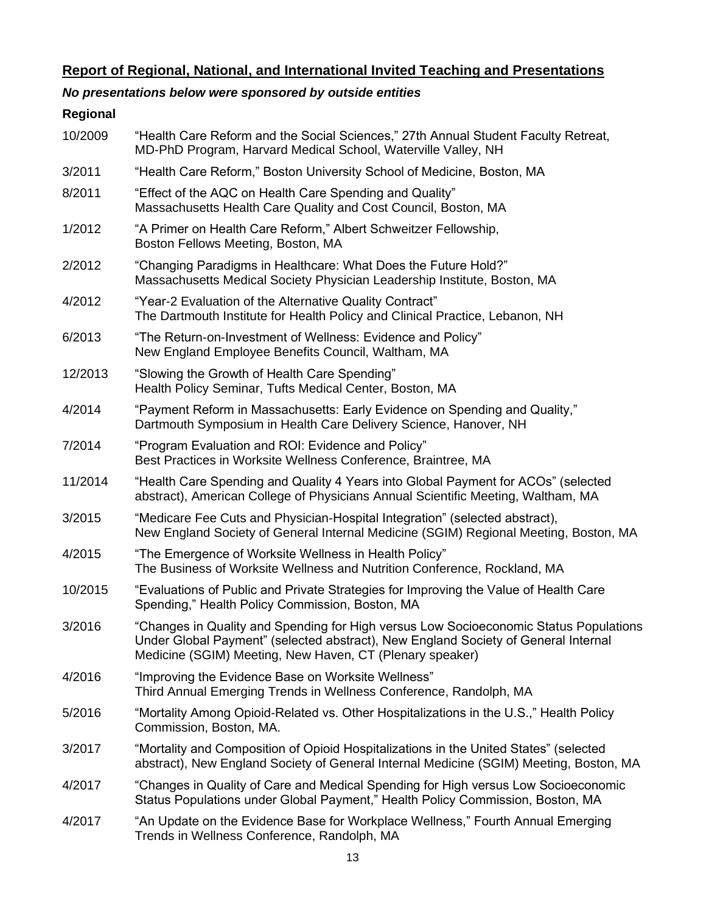## Report of Regional, National, and International Invited Teaching and Presentations

***No presentations below were sponsored by outside entities***

**Regional**

10/2009 "Health Care Reform and the Social Sciences," 27th Annual Student Faculty Retreat, MD-PhD Program, Harvard Medical School, Waterville Valley, NH

3/2011 "Health Care Reform," Boston University School of Medicine, Boston, MA

8/2011 "Effect of the AQC on Health Care Spending and Quality" Massachusetts Health Care Quality and Cost Council, Boston, MA

1/2012 "A Primer on Health Care Reform," Albert Schweitzer Fellowship, Boston Fellows Meeting, Boston, MA

2/2012 "Changing Paradigms in Healthcare: What Does the Future Hold?" Massachusetts Medical Society Physician Leadership Institute, Boston, MA

4/2012 "Year-2 Evaluation of the Alternative Quality Contract" The Dartmouth Institute for Health Policy and Clinical Practice, Lebanon, NH

6/2013 "The Return-on-Investment of Wellness: Evidence and Policy" New England Employee Benefits Council, Waltham, MA

12/2013 "Slowing the Growth of Health Care Spending" Health Policy Seminar, Tufts Medical Center, Boston, MA

4/2014 "Payment Reform in Massachusetts: Early Evidence on Spending and Quality," Dartmouth Symposium in Health Care Delivery Science, Hanover, NH

7/2014 "Program Evaluation and ROI: Evidence and Policy" Best Practices in Worksite Wellness Conference, Braintree, MA

11/2014 "Health Care Spending and Quality 4 Years into Global Payment for ACOs" (selected abstract), American College of Physicians Annual Scientific Meeting, Waltham, MA

3/2015 "Medicare Fee Cuts and Physician-Hospital Integration" (selected abstract), New England Society of General Internal Medicine (SGIM) Regional Meeting, Boston, MA

4/2015 "The Emergence of Worksite Wellness in Health Policy" The Business of Worksite Wellness and Nutrition Conference, Rockland, MA

10/2015 "Evaluations of Public and Private Strategies for Improving the Value of Health Care Spending," Health Policy Commission, Boston, MA

3/2016 "Changes in Quality and Spending for High versus Low Socioeconomic Status Populations Under Global Payment" (selected abstract), New England Society of General Internal Medicine (SGIM) Meeting, New Haven, CT (Plenary speaker)

4/2016 "Improving the Evidence Base on Worksite Wellness" Third Annual Emerging Trends in Wellness Conference, Randolph, MA

5/2016 "Mortality Among Opioid-Related vs. Other Hospitalizations in the U.S.," Health Policy Commission, Boston, MA.

3/2017 "Mortality and Composition of Opioid Hospitalizations in the United States" (selected abstract), New England Society of General Internal Medicine (SGIM) Meeting, Boston, MA

4/2017 "Changes in Quality of Care and Medical Spending for High versus Low Socioeconomic Status Populations under Global Payment," Health Policy Commission, Boston, MA

4/2017 "An Update on the Evidence Base for Workplace Wellness," Fourth Annual Emerging Trends in Wellness Conference, Randolph, MA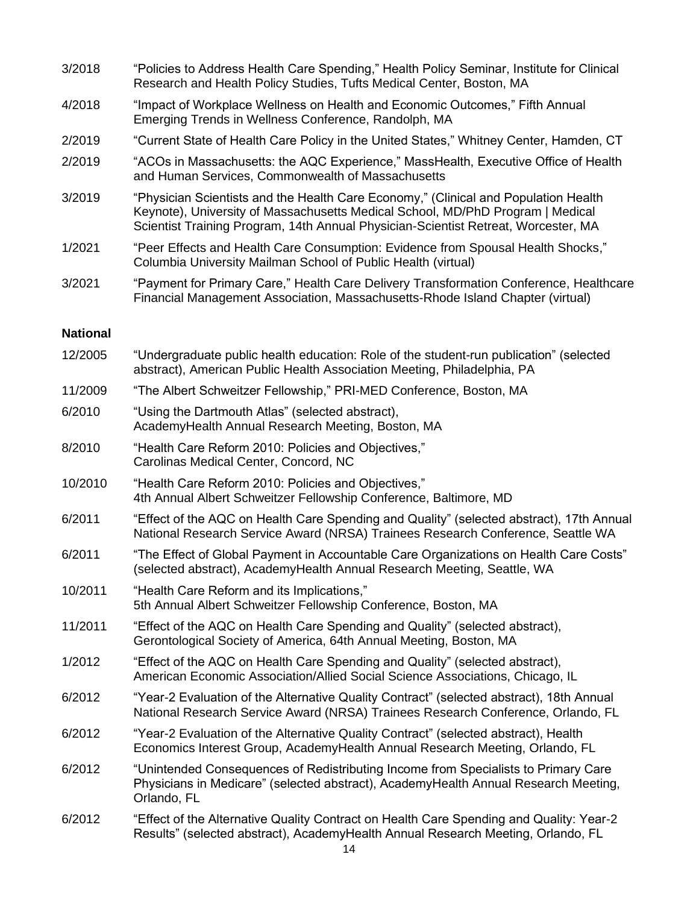3/2018 "Policies to Address Health Care Spending," Health Policy Seminar, Institute for Clinical Research and Health Policy Studies, Tufts Medical Center, Boston, MA

4/2018 "Impact of Workplace Wellness on Health and Economic Outcomes," Fifth Annual Emerging Trends in Wellness Conference, Randolph, MA

2/2019 "Current State of Health Care Policy in the United States," Whitney Center, Hamden, CT

2/2019 "ACOs in Massachusetts: the AQC Experience," MassHealth, Executive Office of Health and Human Services, Commonwealth of Massachusetts

3/2019 "Physician Scientists and the Health Care Economy," (Clinical and Population Health Keynote), University of Massachusetts Medical School, MD/PhD Program | Medical Scientist Training Program, 14th Annual Physician-Scientist Retreat, Worcester, MA

1/2021 "Peer Effects and Health Care Consumption: Evidence from Spousal Health Shocks," Columbia University Mailman School of Public Health (virtual)

3/2021 "Payment for Primary Care," Health Care Delivery Transformation Conference, Healthcare Financial Management Association, Massachusetts-Rhode Island Chapter (virtual)

**National**

12/2005 "Undergraduate public health education: Role of the student-run publication" (selected abstract), American Public Health Association Meeting, Philadelphia, PA

11/2009 "The Albert Schweitzer Fellowship," PRI-MED Conference, Boston, MA

6/2010 "Using the Dartmouth Atlas" (selected abstract), AcademyHealth Annual Research Meeting, Boston, MA

8/2010 "Health Care Reform 2010: Policies and Objectives," Carolinas Medical Center, Concord, NC

10/2010 "Health Care Reform 2010: Policies and Objectives," 4th Annual Albert Schweitzer Fellowship Conference, Baltimore, MD

6/2011 "Effect of the AQC on Health Care Spending and Quality" (selected abstract), 17th Annual National Research Service Award (NRSA) Trainees Research Conference, Seattle WA

6/2011 "The Effect of Global Payment in Accountable Care Organizations on Health Care Costs" (selected abstract), AcademyHealth Annual Research Meeting, Seattle, WA

10/2011 "Health Care Reform and its Implications," 5th Annual Albert Schweitzer Fellowship Conference, Boston, MA

11/2011 "Effect of the AQC on Health Care Spending and Quality" (selected abstract), Gerontological Society of America, 64th Annual Meeting, Boston, MA

1/2012 "Effect of the AQC on Health Care Spending and Quality" (selected abstract), American Economic Association/Allied Social Science Associations, Chicago, IL

6/2012 "Year-2 Evaluation of the Alternative Quality Contract" (selected abstract), 18th Annual National Research Service Award (NRSA) Trainees Research Conference, Orlando, FL

6/2012 "Year-2 Evaluation of the Alternative Quality Contract" (selected abstract), Health Economics Interest Group, AcademyHealth Annual Research Meeting, Orlando, FL

6/2012 "Unintended Consequences of Redistributing Income from Specialists to Primary Care Physicians in Medicare" (selected abstract), AcademyHealth Annual Research Meeting, Orlando, FL

6/2012 "Effect of the Alternative Quality Contract on Health Care Spending and Quality: Year-2 Results" (selected abstract), AcademyHealth Annual Research Meeting, Orlando, FL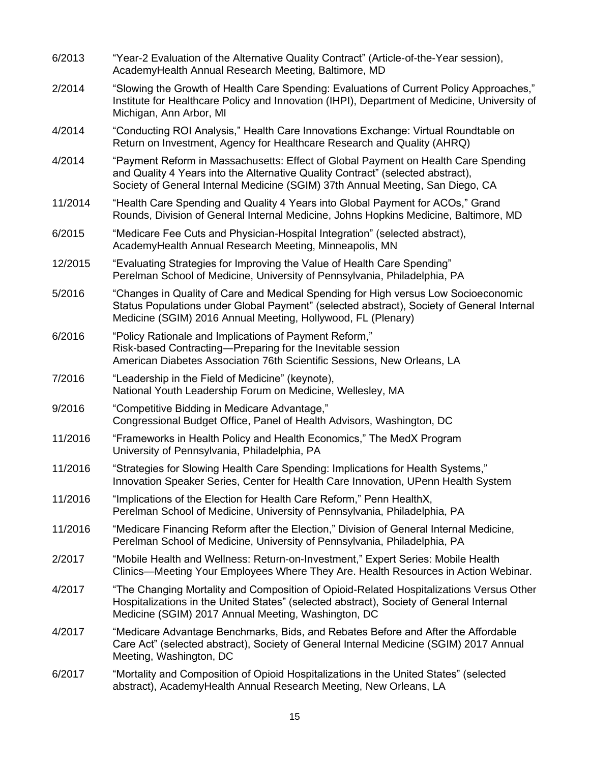6/2013 “Year-2 Evaluation of the Alternative Quality Contract” (Article-of-the-Year session), AcademyHealth Annual Research Meeting, Baltimore, MD

2/2014 “Slowing the Growth of Health Care Spending: Evaluations of Current Policy Approaches,” Institute for Healthcare Policy and Innovation (IHPI), Department of Medicine, University of Michigan, Ann Arbor, MI

4/2014 “Conducting ROI Analysis,” Health Care Innovations Exchange: Virtual Roundtable on Return on Investment, Agency for Healthcare Research and Quality (AHRQ)

4/2014 “Payment Reform in Massachusetts: Effect of Global Payment on Health Care Spending and Quality 4 Years into the Alternative Quality Contract” (selected abstract), Society of General Internal Medicine (SGIM) 37th Annual Meeting, San Diego, CA

11/2014 “Health Care Spending and Quality 4 Years into Global Payment for ACOs,” Grand Rounds, Division of General Internal Medicine, Johns Hopkins Medicine, Baltimore, MD

6/2015 “Medicare Fee Cuts and Physician-Hospital Integration” (selected abstract), AcademyHealth Annual Research Meeting, Minneapolis, MN

12/2015 “Evaluating Strategies for Improving the Value of Health Care Spending” Perelman School of Medicine, University of Pennsylvania, Philadelphia, PA

5/2016 “Changes in Quality of Care and Medical Spending for High versus Low Socioeconomic Status Populations under Global Payment” (selected abstract), Society of General Internal Medicine (SGIM) 2016 Annual Meeting, Hollywood, FL (Plenary)

6/2016 “Policy Rationale and Implications of Payment Reform,” Risk-based Contracting—Preparing for the Inevitable session American Diabetes Association 76th Scientific Sessions, New Orleans, LA

7/2016 “Leadership in the Field of Medicine” (keynote), National Youth Leadership Forum on Medicine, Wellesley, MA

9/2016 “Competitive Bidding in Medicare Advantage,” Congressional Budget Office, Panel of Health Advisors, Washington, DC

11/2016 “Frameworks in Health Policy and Health Economics,” The MedX Program University of Pennsylvania, Philadelphia, PA

11/2016 “Strategies for Slowing Health Care Spending: Implications for Health Systems,” Innovation Speaker Series, Center for Health Care Innovation, UPenn Health System

11/2016 “Implications of the Election for Health Care Reform,” Penn HealthX, Perelman School of Medicine, University of Pennsylvania, Philadelphia, PA

11/2016 “Medicare Financing Reform after the Election,” Division of General Internal Medicine, Perelman School of Medicine, University of Pennsylvania, Philadelphia, PA

2/2017 “Mobile Health and Wellness: Return-on-Investment,” Expert Series: Mobile Health Clinics—Meeting Your Employees Where They Are. Health Resources in Action Webinar.

4/2017 “The Changing Mortality and Composition of Opioid-Related Hospitalizations Versus Other Hospitalizations in the United States” (selected abstract), Society of General Internal Medicine (SGIM) 2017 Annual Meeting, Washington, DC

4/2017 “Medicare Advantage Benchmarks, Bids, and Rebates Before and After the Affordable Care Act” (selected abstract), Society of General Internal Medicine (SGIM) 2017 Annual Meeting, Washington, DC

6/2017 “Mortality and Composition of Opioid Hospitalizations in the United States” (selected abstract), AcademyHealth Annual Research Meeting, New Orleans, LA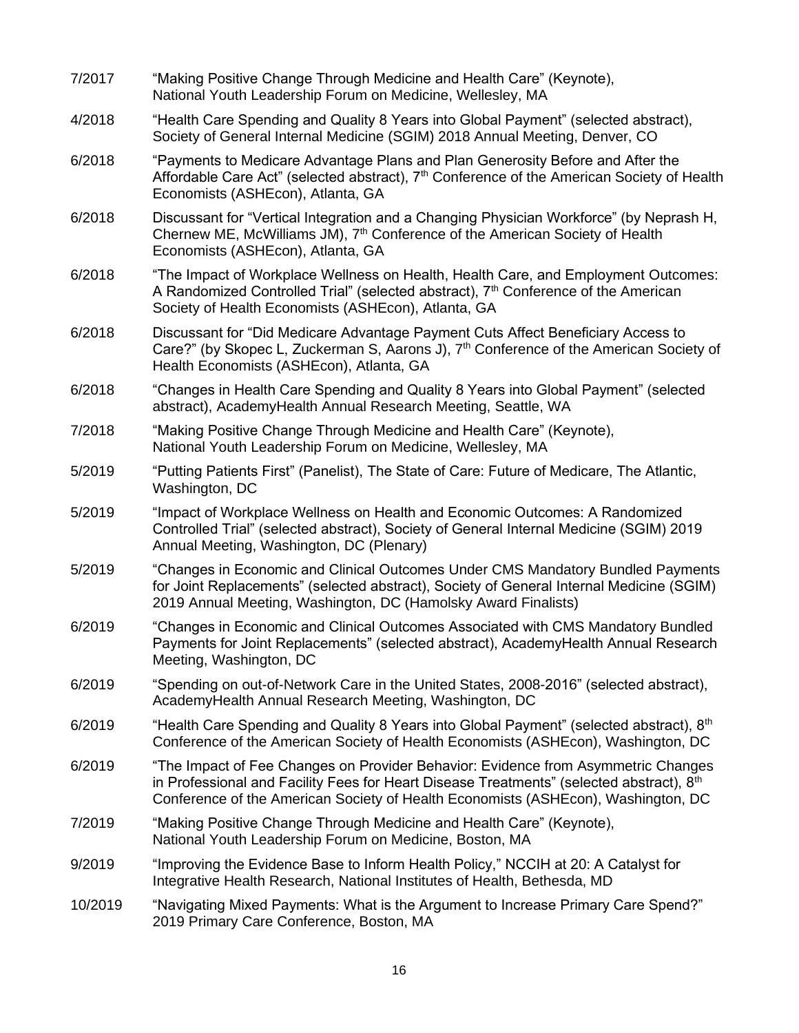| | |
|---|---|
| 7/2017 | "Making Positive Change Through Medicine and Health Care" (Keynote), National Youth Leadership Forum on Medicine, Wellesley, MA |
| 4/2018 | "Health Care Spending and Quality 8 Years into Global Payment" (selected abstract), Society of General Internal Medicine (SGIM) 2018 Annual Meeting, Denver, CO |
| 6/2018 | "Payments to Medicare Advantage Plans and Plan Generosity Before and After the Affordable Care Act" (selected abstract), 7th Conference of the American Society of Health Economists (ASHEcon), Atlanta, GA |
| 6/2018 | Discussant for "Vertical Integration and a Changing Physician Workforce" (by Neprash H, Chernew ME, McWilliams JM), 7th Conference of the American Society of Health Economists (ASHEcon), Atlanta, GA |
| 6/2018 | "The Impact of Workplace Wellness on Health, Health Care, and Employment Outcomes: A Randomized Controlled Trial" (selected abstract), 7th Conference of the American Society of Health Economists (ASHEcon), Atlanta, GA |
| 6/2018 | Discussant for "Did Medicare Advantage Payment Cuts Affect Beneficiary Access to Care?" (by Skopec L, Zuckerman S, Aarons J), 7th Conference of the American Society of Health Economists (ASHEcon), Atlanta, GA |
| 6/2018 | "Changes in Health Care Spending and Quality 8 Years into Global Payment" (selected abstract), AcademyHealth Annual Research Meeting, Seattle, WA |
| 7/2018 | "Making Positive Change Through Medicine and Health Care" (Keynote), National Youth Leadership Forum on Medicine, Wellesley, MA |
| 5/2019 | "Putting Patients First" (Panelist), The State of Care: Future of Medicare, The Atlantic, Washington, DC |
| 5/2019 | "Impact of Workplace Wellness on Health and Economic Outcomes: A Randomized Controlled Trial" (selected abstract), Society of General Internal Medicine (SGIM) 2019 Annual Meeting, Washington, DC (Plenary) |
| 5/2019 | "Changes in Economic and Clinical Outcomes Under CMS Mandatory Bundled Payments for Joint Replacements" (selected abstract), Society of General Internal Medicine (SGIM) 2019 Annual Meeting, Washington, DC (Hamolsky Award Finalists) |
| 6/2019 | "Changes in Economic and Clinical Outcomes Associated with CMS Mandatory Bundled Payments for Joint Replacements" (selected abstract), AcademyHealth Annual Research Meeting, Washington, DC |
| 6/2019 | "Spending on out-of-Network Care in the United States, 2008-2016" (selected abstract), AcademyHealth Annual Research Meeting, Washington, DC |
| 6/2019 | "Health Care Spending and Quality 8 Years into Global Payment" (selected abstract), 8th Conference of the American Society of Health Economists (ASHEcon), Washington, DC |
| 6/2019 | "The Impact of Fee Changes on Provider Behavior: Evidence from Asymmetric Changes in Professional and Facility Fees for Heart Disease Treatments" (selected abstract), 8th Conference of the American Society of Health Economists (ASHEcon), Washington, DC |
| 7/2019 | "Making Positive Change Through Medicine and Health Care" (Keynote), National Youth Leadership Forum on Medicine, Boston, MA |
| 9/2019 | "Improving the Evidence Base to Inform Health Policy," NCCIH at 20: A Catalyst for Integrative Health Research, National Institutes of Health, Bethesda, MD |
| 10/2019 | "Navigating Mixed Payments: What is the Argument to Increase Primary Care Spend?" 2019 Primary Care Conference, Boston, MA |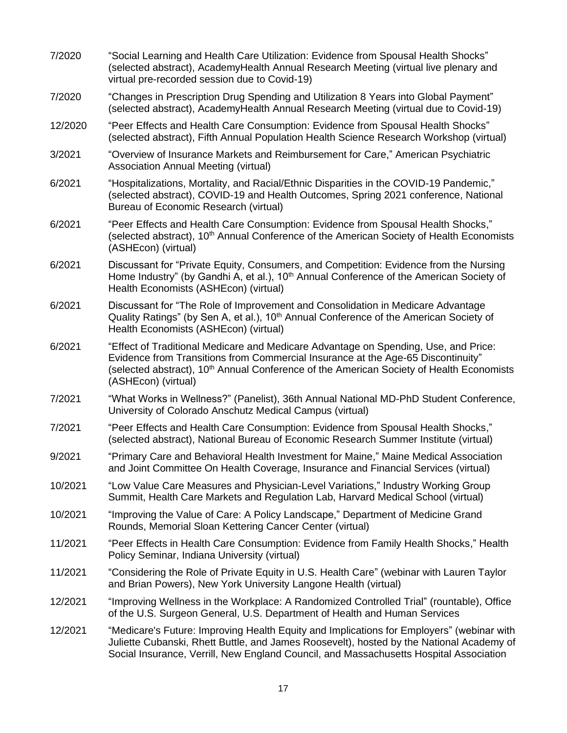7/2020 "Social Learning and Health Care Utilization: Evidence from Spousal Health Shocks" (selected abstract), AcademyHealth Annual Research Meeting (virtual live plenary and virtual pre-recorded session due to Covid-19)

7/2020 "Changes in Prescription Drug Spending and Utilization 8 Years into Global Payment" (selected abstract), AcademyHealth Annual Research Meeting (virtual due to Covid-19)

12/2020 "Peer Effects and Health Care Consumption: Evidence from Spousal Health Shocks" (selected abstract), Fifth Annual Population Health Science Research Workshop (virtual)

3/2021 "Overview of Insurance Markets and Reimbursement for Care," American Psychiatric Association Annual Meeting (virtual)

6/2021 "Hospitalizations, Mortality, and Racial/Ethnic Disparities in the COVID-19 Pandemic," (selected abstract), COVID-19 and Health Outcomes, Spring 2021 conference, National Bureau of Economic Research (virtual)

6/2021 "Peer Effects and Health Care Consumption: Evidence from Spousal Health Shocks," (selected abstract), 10th Annual Conference of the American Society of Health Economists (ASHEcon) (virtual)

6/2021 Discussant for "Private Equity, Consumers, and Competition: Evidence from the Nursing Home Industry" (by Gandhi A, et al.), 10th Annual Conference of the American Society of Health Economists (ASHEcon) (virtual)

6/2021 Discussant for "The Role of Improvement and Consolidation in Medicare Advantage Quality Ratings" (by Sen A, et al.), 10th Annual Conference of the American Society of Health Economists (ASHEcon) (virtual)

6/2021 "Effect of Traditional Medicare and Medicare Advantage on Spending, Use, and Price: Evidence from Transitions from Commercial Insurance at the Age-65 Discontinuity" (selected abstract), 10th Annual Conference of the American Society of Health Economists (ASHEcon) (virtual)

7/2021 "What Works in Wellness?" (Panelist), 36th Annual National MD-PhD Student Conference, University of Colorado Anschutz Medical Campus (virtual)

7/2021 "Peer Effects and Health Care Consumption: Evidence from Spousal Health Shocks," (selected abstract), National Bureau of Economic Research Summer Institute (virtual)

9/2021 "Primary Care and Behavioral Health Investment for Maine," Maine Medical Association and Joint Committee On Health Coverage, Insurance and Financial Services (virtual)

10/2021 "Low Value Care Measures and Physician-Level Variations," Industry Working Group Summit, Health Care Markets and Regulation Lab, Harvard Medical School (virtual)

10/2021 "Improving the Value of Care: A Policy Landscape," Department of Medicine Grand Rounds, Memorial Sloan Kettering Cancer Center (virtual)

11/2021 "Peer Effects in Health Care Consumption: Evidence from Family Health Shocks," Health Policy Seminar, Indiana University (virtual)

11/2021 "Considering the Role of Private Equity in U.S. Health Care" (webinar with Lauren Taylor and Brian Powers), New York University Langone Health (virtual)

12/2021 "Improving Wellness in the Workplace: A Randomized Controlled Trial" (rountable), Office of the U.S. Surgeon General, U.S. Department of Health and Human Services

12/2021 "Medicare's Future: Improving Health Equity and Implications for Employers" (webinar with Juliette Cubanski, Rhett Buttle, and James Roosevelt), hosted by the National Academy of Social Insurance, Verrill, New England Council, and Massachusetts Hospital Association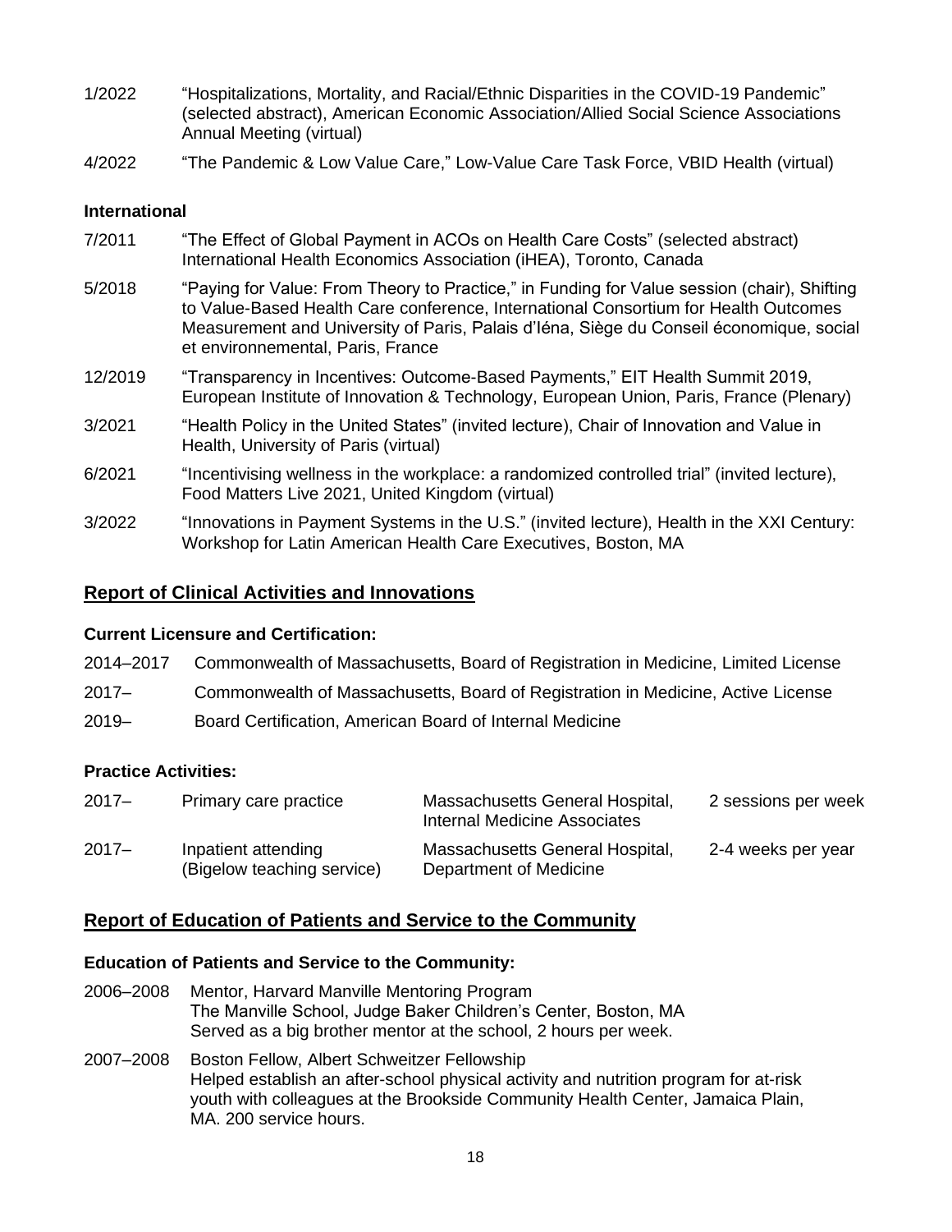1/2022 "Hospitalizations, Mortality, and Racial/Ethnic Disparities in the COVID-19 Pandemic" (selected abstract), American Economic Association/Allied Social Science Associations Annual Meeting (virtual)

4/2022 "The Pandemic & Low Value Care," Low-Value Care Task Force, VBID Health (virtual)

**International**

7/2011 "The Effect of Global Payment in ACOs on Health Care Costs" (selected abstract) International Health Economics Association (iHEA), Toronto, Canada

5/2018 "Paying for Value: From Theory to Practice," in Funding for Value session (chair), Shifting to Value-Based Health Care conference, International Consortium for Health Outcomes Measurement and University of Paris, Palais d'Iéna, Siège du Conseil économique, social et environnemental, Paris, France

12/2019 "Transparency in Incentives: Outcome-Based Payments," EIT Health Summit 2019, European Institute of Innovation & Technology, European Union, Paris, France (Plenary)

3/2021 "Health Policy in the United States" (invited lecture), Chair of Innovation and Value in Health, University of Paris (virtual)

6/2021 "Incentivising wellness in the workplace: a randomized controlled trial" (invited lecture), Food Matters Live 2021, United Kingdom (virtual)

3/2022 "Innovations in Payment Systems in the U.S." (invited lecture), Health in the XXI Century: Workshop for Latin American Health Care Executives, Boston, MA

## Report of Clinical Activities and Innovations

**Current Licensure and Certification:**

2014–2017 Commonwealth of Massachusetts, Board of Registration in Medicine, Limited License

2017– Commonwealth of Massachusetts, Board of Registration in Medicine, Active License

2019– Board Certification, American Board of Internal Medicine

**Practice Activities:**

| | | | |
|---|---|---|---|
| 2017– | Primary care practice | Massachusetts General Hospital, Internal Medicine Associates | 2 sessions per week |
| 2017– | Inpatient attending (Bigelow teaching service) | Massachusetts General Hospital, Department of Medicine | 2-4 weeks per year |

## Report of Education of Patients and Service to the Community

**Education of Patients and Service to the Community:**

2006–2008 Mentor, Harvard Manville Mentoring Program
The Manville School, Judge Baker Children's Center, Boston, MA
Served as a big brother mentor at the school, 2 hours per week.

2007–2008 Boston Fellow, Albert Schweitzer Fellowship
Helped establish an after-school physical activity and nutrition program for at-risk youth with colleagues at the Brookside Community Health Center, Jamaica Plain, MA. 200 service hours.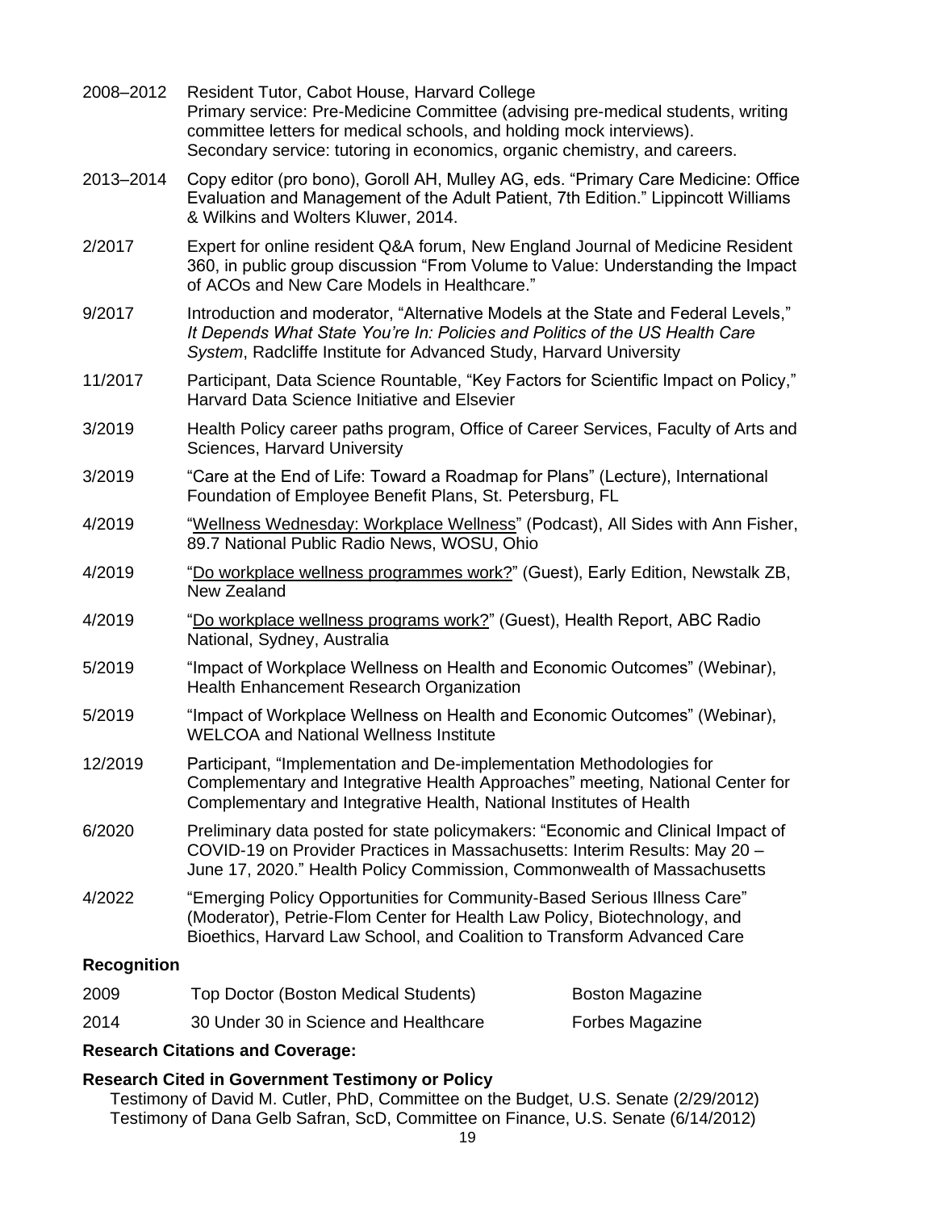| | |
|---|---|
| 2008–2012 | Resident Tutor, Cabot House, Harvard College<br>Primary service: Pre-Medicine Committee (advising pre-medical students, writing committee letters for medical schools, and holding mock interviews).<br>Secondary service: tutoring in economics, organic chemistry, and careers. |
| 2013–2014 | Copy editor (pro bono), Goroll AH, Mulley AG, eds. "Primary Care Medicine: Office Evaluation and Management of the Adult Patient, 7th Edition." Lippincott Williams & Wilkins and Wolters Kluwer, 2014. |
| 2/2017 | Expert for online resident Q&A forum, New England Journal of Medicine Resident 360, in public group discussion "From Volume to Value: Understanding the Impact of ACOs and New Care Models in Healthcare." |
| 9/2017 | Introduction and moderator, "Alternative Models at the State and Federal Levels," *It Depends What State You're In: Policies and Politics of the US Health Care System*, Radcliffe Institute for Advanced Study, Harvard University |
| 11/2017 | Participant, Data Science Rountable, "Key Factors for Scientific Impact on Policy," Harvard Data Science Initiative and Elsevier |
| 3/2019 | Health Policy career paths program, Office of Career Services, Faculty of Arts and Sciences, Harvard University |
| 3/2019 | "Care at the End of Life: Toward a Roadmap for Plans" (Lecture), International Foundation of Employee Benefit Plans, St. Petersburg, FL |
| 4/2019 | "Wellness Wednesday: Workplace Wellness" (Podcast), All Sides with Ann Fisher, 89.7 National Public Radio News, WOSU, Ohio |
| 4/2019 | "Do workplace wellness programmes work?" (Guest), Early Edition, Newstalk ZB, New Zealand |
| 4/2019 | "Do workplace wellness programs work?" (Guest), Health Report, ABC Radio National, Sydney, Australia |
| 5/2019 | "Impact of Workplace Wellness on Health and Economic Outcomes" (Webinar), Health Enhancement Research Organization |
| 5/2019 | "Impact of Workplace Wellness on Health and Economic Outcomes" (Webinar), WELCOA and National Wellness Institute |
| 12/2019 | Participant, "Implementation and De-implementation Methodologies for Complementary and Integrative Health Approaches" meeting, National Center for Complementary and Integrative Health, National Institutes of Health |
| 6/2020 | Preliminary data posted for state policymakers: "Economic and Clinical Impact of COVID-19 on Provider Practices in Massachusetts: Interim Results: May 20 – June 17, 2020." Health Policy Commission, Commonwealth of Massachusetts |
| 4/2022 | "Emerging Policy Opportunities for Community-Based Serious Illness Care" (Moderator), Petrie-Flom Center for Health Law Policy, Biotechnology, and Bioethics, Harvard Law School, and Coalition to Transform Advanced Care |

### Recognition

| | | |
|---|---|---|
| 2009 | Top Doctor (Boston Medical Students) | Boston Magazine |
| 2014 | 30 Under 30 in Science and Healthcare | Forbes Magazine |

### Research Citations and Coverage:

#### Research Cited in Government Testimony or Policy

Testimony of David M. Cutler, PhD, Committee on the Budget, U.S. Senate (2/29/2012)
Testimony of Dana Gelb Safran, ScD, Committee on Finance, U.S. Senate (6/14/2012)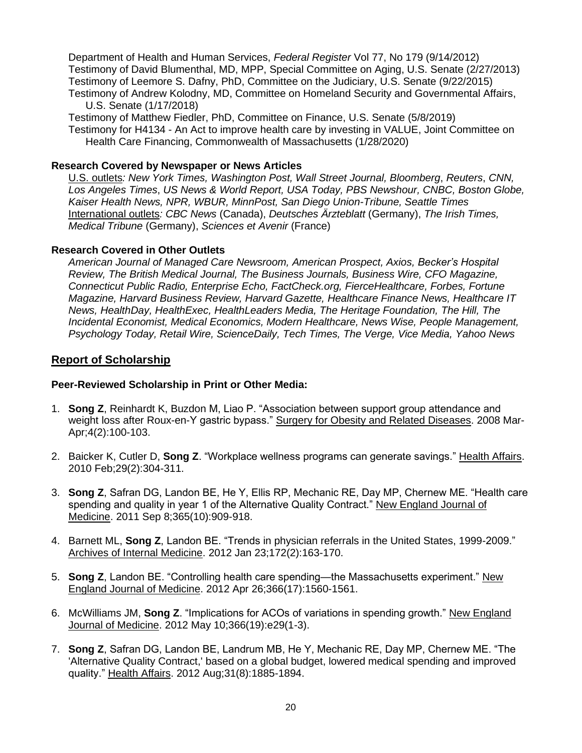Department of Health and Human Services, *Federal Register* Vol 77, No 179 (9/14/2012)
Testimony of David Blumenthal, MD, MPP, Special Committee on Aging, U.S. Senate (2/27/2013)
Testimony of Leemore S. Dafny, PhD, Committee on the Judiciary, U.S. Senate (9/22/2015)
Testimony of Andrew Kolodny, MD, Committee on Homeland Security and Governmental Affairs, U.S. Senate (1/17/2018)
Testimony of Matthew Fiedler, PhD, Committee on Finance, U.S. Senate (5/8/2019)
Testimony for H4134 - An Act to improve health care by investing in VALUE, Joint Committee on Health Care Financing, Commonwealth of Massachusetts (1/28/2020)

**Research Covered by Newspaper or News Articles**

U.S. outlets*: New York Times, Washington Post, Wall Street Journal, Bloomberg*, *Reuters*, *CNN, Los Angeles Times*, *US News & World Report, USA Today, PBS Newshour, CNBC, Boston Globe, Kaiser Health News, NPR, WBUR, MinnPost, San Diego Union-Tribune, Seattle Times*
International outlets*: CBC News* (Canada), *Deutsches Ärzteblatt* (Germany), *The Irish Times, Medical Tribune* (Germany), *Sciences et Avenir* (France)

**Research Covered in Other Outlets**

*American Journal of Managed Care Newsroom, American Prospect, Axios, Becker's Hospital Review, The British Medical Journal, The Business Journals, Business Wire, CFO Magazine, Connecticut Public Radio, Enterprise Echo, FactCheck.org, FierceHealthcare, Forbes, Fortune Magazine, Harvard Business Review, Harvard Gazette, Healthcare Finance News, Healthcare IT News, HealthDay, HealthExec, HealthLeaders Media, The Heritage Foundation, The Hill, The Incidental Economist, Medical Economics, Modern Healthcare, News Wise, People Management, Psychology Today, Retail Wire, ScienceDaily, Tech Times, The Verge, Vice Media, Yahoo News*

## Report of Scholarship

**Peer-Reviewed Scholarship in Print or Other Media:**

1. **Song Z**, Reinhardt K, Buzdon M, Liao P. "Association between support group attendance and weight loss after Roux-en-Y gastric bypass." Surgery for Obesity and Related Diseases. 2008 Mar-Apr;4(2):100-103.

2. Baicker K, Cutler D, **Song Z**. "Workplace wellness programs can generate savings." Health Affairs. 2010 Feb;29(2):304-311.

3. **Song Z**, Safran DG, Landon BE, He Y, Ellis RP, Mechanic RE, Day MP, Chernew ME. "Health care spending and quality in year 1 of the Alternative Quality Contract." New England Journal of Medicine. 2011 Sep 8;365(10):909-918.

4. Barnett ML, **Song Z**, Landon BE. "Trends in physician referrals in the United States, 1999-2009." Archives of Internal Medicine. 2012 Jan 23;172(2):163-170.

5. **Song Z**, Landon BE. "Controlling health care spending—the Massachusetts experiment." New England Journal of Medicine. 2012 Apr 26;366(17):1560-1561.

6. McWilliams JM, **Song Z**. "Implications for ACOs of variations in spending growth." New England Journal of Medicine. 2012 May 10;366(19):e29(1-3).

7. **Song Z**, Safran DG, Landon BE, Landrum MB, He Y, Mechanic RE, Day MP, Chernew ME. "The 'Alternative Quality Contract,' based on a global budget, lowered medical spending and improved quality." Health Affairs. 2012 Aug;31(8):1885-1894.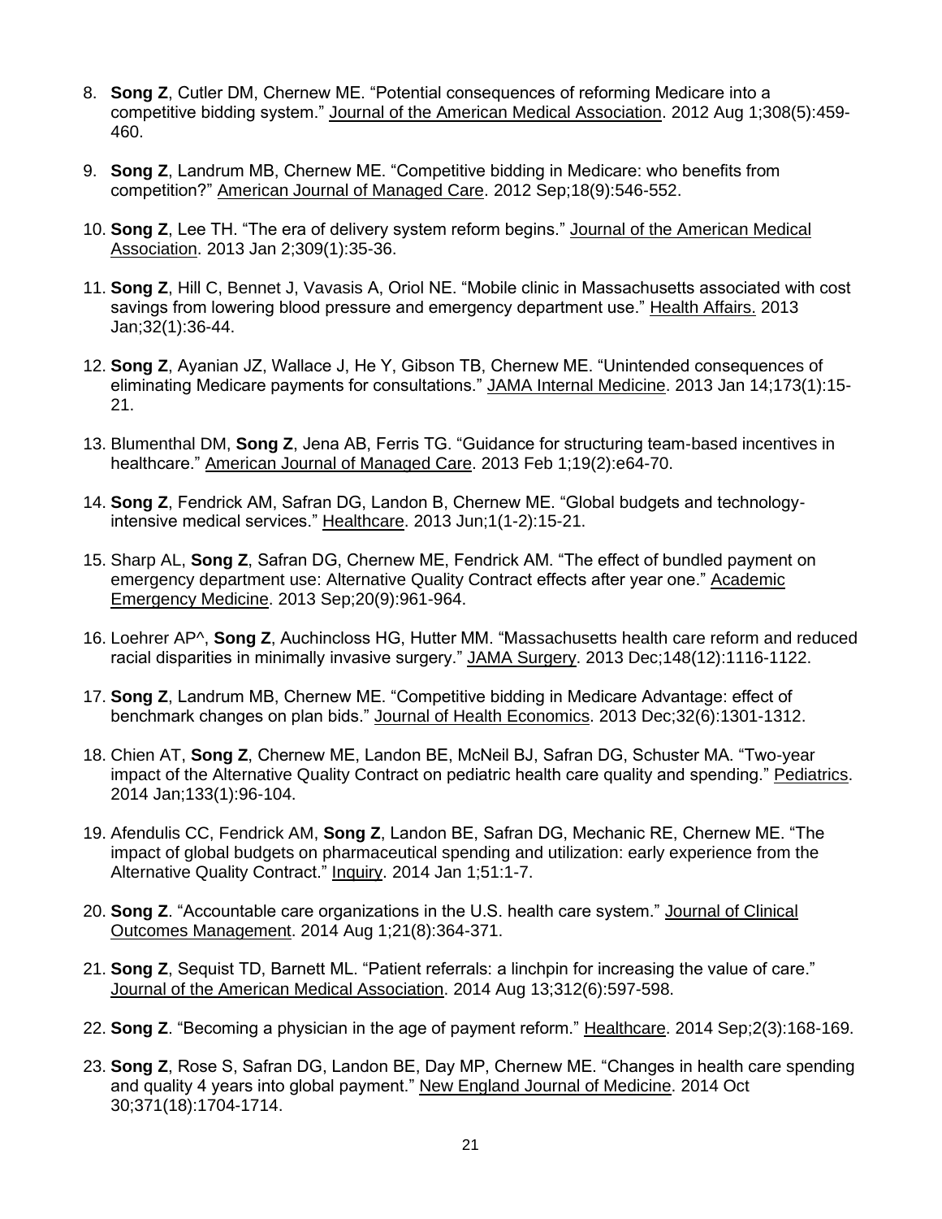8. **Song Z**, Cutler DM, Chernew ME. "Potential consequences of reforming Medicare into a competitive bidding system." Journal of the American Medical Association. 2012 Aug 1;308(5):459-460.

9. **Song Z**, Landrum MB, Chernew ME. "Competitive bidding in Medicare: who benefits from competition?" American Journal of Managed Care. 2012 Sep;18(9):546-552.

10. **Song Z**, Lee TH. "The era of delivery system reform begins." Journal of the American Medical Association. 2013 Jan 2;309(1):35-36.

11. **Song Z**, Hill C, Bennet J, Vavasis A, Oriol NE. "Mobile clinic in Massachusetts associated with cost savings from lowering blood pressure and emergency department use." Health Affairs. 2013 Jan;32(1):36-44.

12. **Song Z**, Ayanian JZ, Wallace J, He Y, Gibson TB, Chernew ME. "Unintended consequences of eliminating Medicare payments for consultations." JAMA Internal Medicine. 2013 Jan 14;173(1):15-21.

13. Blumenthal DM, **Song Z**, Jena AB, Ferris TG. "Guidance for structuring team-based incentives in healthcare." American Journal of Managed Care. 2013 Feb 1;19(2):e64-70.

14. **Song Z**, Fendrick AM, Safran DG, Landon B, Chernew ME. "Global budgets and technology-intensive medical services." Healthcare. 2013 Jun;1(1-2):15-21.

15. Sharp AL, **Song Z**, Safran DG, Chernew ME, Fendrick AM. "The effect of bundled payment on emergency department use: Alternative Quality Contract effects after year one." Academic Emergency Medicine. 2013 Sep;20(9):961-964.

16. Loehrer AP^, **Song Z**, Auchincloss HG, Hutter MM. "Massachusetts health care reform and reduced racial disparities in minimally invasive surgery." JAMA Surgery. 2013 Dec;148(12):1116-1122.

17. **Song Z**, Landrum MB, Chernew ME. "Competitive bidding in Medicare Advantage: effect of benchmark changes on plan bids." Journal of Health Economics. 2013 Dec;32(6):1301-1312.

18. Chien AT, **Song Z**, Chernew ME, Landon BE, McNeil BJ, Safran DG, Schuster MA. "Two-year impact of the Alternative Quality Contract on pediatric health care quality and spending." Pediatrics. 2014 Jan;133(1):96-104.

19. Afendulis CC, Fendrick AM, **Song Z**, Landon BE, Safran DG, Mechanic RE, Chernew ME. "The impact of global budgets on pharmaceutical spending and utilization: early experience from the Alternative Quality Contract." Inquiry. 2014 Jan 1;51:1-7.

20. **Song Z**. "Accountable care organizations in the U.S. health care system." Journal of Clinical Outcomes Management. 2014 Aug 1;21(8):364-371.

21. **Song Z**, Sequist TD, Barnett ML. "Patient referrals: a linchpin for increasing the value of care." Journal of the American Medical Association. 2014 Aug 13;312(6):597-598.

22. **Song Z**. "Becoming a physician in the age of payment reform." Healthcare. 2014 Sep;2(3):168-169.

23. **Song Z**, Rose S, Safran DG, Landon BE, Day MP, Chernew ME. "Changes in health care spending and quality 4 years into global payment." New England Journal of Medicine. 2014 Oct 30;371(18):1704-1714.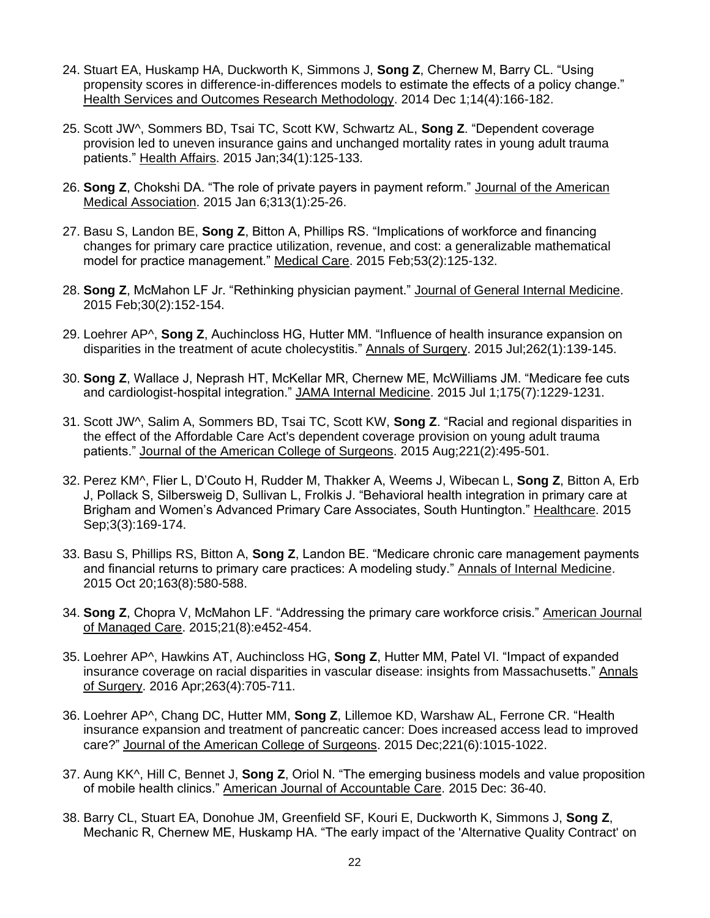24. Stuart EA, Huskamp HA, Duckworth K, Simmons J, **Song Z**, Chernew M, Barry CL. “Using propensity scores in difference-in-differences models to estimate the effects of a policy change.” Health Services and Outcomes Research Methodology. 2014 Dec 1;14(4):166-182.

25. Scott JW^, Sommers BD, Tsai TC, Scott KW, Schwartz AL, **Song Z**. “Dependent coverage provision led to uneven insurance gains and unchanged mortality rates in young adult trauma patients.” Health Affairs. 2015 Jan;34(1):125-133.

26. **Song Z**, Chokshi DA. “The role of private payers in payment reform.” Journal of the American Medical Association. 2015 Jan 6;313(1):25-26.

27. Basu S, Landon BE, **Song Z**, Bitton A, Phillips RS. “Implications of workforce and financing changes for primary care practice utilization, revenue, and cost: a generalizable mathematical model for practice management.” Medical Care. 2015 Feb;53(2):125-132.

28. **Song Z**, McMahon LF Jr. “Rethinking physician payment.” Journal of General Internal Medicine. 2015 Feb;30(2):152-154.

29. Loehrer AP^, **Song Z**, Auchincloss HG, Hutter MM. “Influence of health insurance expansion on disparities in the treatment of acute cholecystitis.” Annals of Surgery. 2015 Jul;262(1):139-145.

30. **Song Z**, Wallace J, Neprash HT, McKellar MR, Chernew ME, McWilliams JM. “Medicare fee cuts and cardiologist-hospital integration.” JAMA Internal Medicine. 2015 Jul 1;175(7):1229-1231.

31. Scott JW^, Salim A, Sommers BD, Tsai TC, Scott KW, **Song Z**. “Racial and regional disparities in the effect of the Affordable Care Act's dependent coverage provision on young adult trauma patients.” Journal of the American College of Surgeons. 2015 Aug;221(2):495-501.

32. Perez KM^, Flier L, D’Couto H, Rudder M, Thakker A, Weems J, Wibecan L, **Song Z**, Bitton A, Erb J, Pollack S, Silbersweig D, Sullivan L, Frolkis J. “Behavioral health integration in primary care at Brigham and Women’s Advanced Primary Care Associates, South Huntington.” Healthcare. 2015 Sep;3(3):169-174.

33. Basu S, Phillips RS, Bitton A, **Song Z**, Landon BE. “Medicare chronic care management payments and financial returns to primary care practices: A modeling study.” Annals of Internal Medicine. 2015 Oct 20;163(8):580-588.

34. **Song Z**, Chopra V, McMahon LF. “Addressing the primary care workforce crisis.” American Journal of Managed Care. 2015;21(8):e452-454.

35. Loehrer AP^, Hawkins AT, Auchincloss HG, **Song Z**, Hutter MM, Patel VI. “Impact of expanded insurance coverage on racial disparities in vascular disease: insights from Massachusetts.” Annals of Surgery. 2016 Apr;263(4):705-711.

36. Loehrer AP^, Chang DC, Hutter MM, **Song Z**, Lillemoe KD, Warshaw AL, Ferrone CR. “Health insurance expansion and treatment of pancreatic cancer: Does increased access lead to improved care?” Journal of the American College of Surgeons. 2015 Dec;221(6):1015-1022.

37. Aung KK^, Hill C, Bennet J, **Song Z**, Oriol N. “The emerging business models and value proposition of mobile health clinics.” American Journal of Accountable Care. 2015 Dec: 36-40.

38. Barry CL, Stuart EA, Donohue JM, Greenfield SF, Kouri E, Duckworth K, Simmons J, **Song Z**, Mechanic R, Chernew ME, Huskamp HA. “The early impact of the 'Alternative Quality Contract' on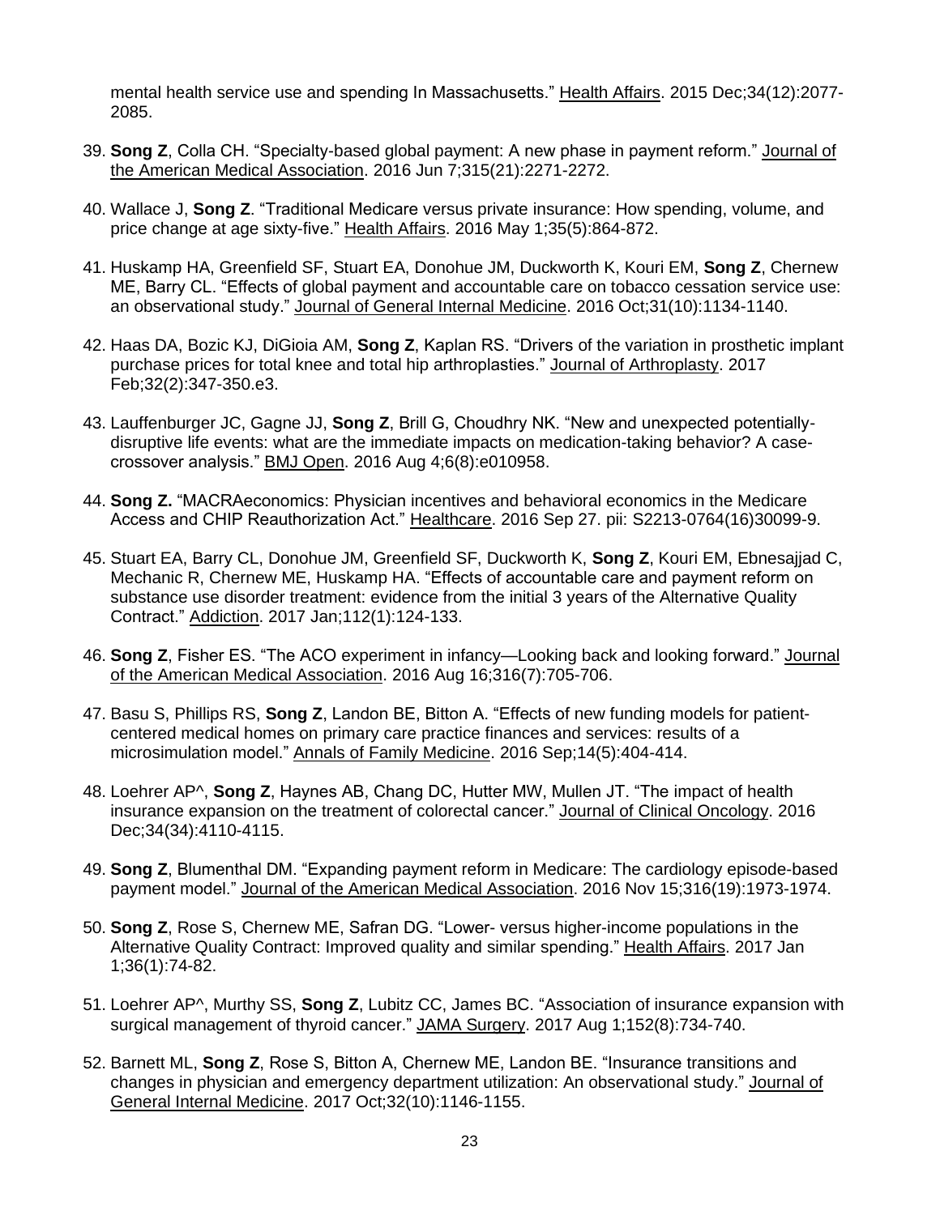mental health service use and spending In Massachusetts." Health Affairs. 2015 Dec;34(12):2077-2085.

39. **Song Z**, Colla CH. "Specialty-based global payment: A new phase in payment reform." Journal of the American Medical Association. 2016 Jun 7;315(21):2271-2272.

40. Wallace J, **Song Z**. "Traditional Medicare versus private insurance: How spending, volume, and price change at age sixty-five." Health Affairs. 2016 May 1;35(5):864-872.

41. Huskamp HA, Greenfield SF, Stuart EA, Donohue JM, Duckworth K, Kouri EM, **Song Z**, Chernew ME, Barry CL. "Effects of global payment and accountable care on tobacco cessation service use: an observational study." Journal of General Internal Medicine. 2016 Oct;31(10):1134-1140.

42. Haas DA, Bozic KJ, DiGioia AM, **Song Z**, Kaplan RS. "Drivers of the variation in prosthetic implant purchase prices for total knee and total hip arthroplasties." Journal of Arthroplasty. 2017 Feb;32(2):347-350.e3.

43. Lauffenburger JC, Gagne JJ, **Song Z**, Brill G, Choudhry NK. "New and unexpected potentially-disruptive life events: what are the immediate impacts on medication-taking behavior? A case-crossover analysis." BMJ Open. 2016 Aug 4;6(8):e010958.

44. **Song Z.** "MACRAeconomics: Physician incentives and behavioral economics in the Medicare Access and CHIP Reauthorization Act." Healthcare. 2016 Sep 27. pii: S2213-0764(16)30099-9.

45. Stuart EA, Barry CL, Donohue JM, Greenfield SF, Duckworth K, **Song Z**, Kouri EM, Ebnesajjad C, Mechanic R, Chernew ME, Huskamp HA. "Effects of accountable care and payment reform on substance use disorder treatment: evidence from the initial 3 years of the Alternative Quality Contract." Addiction. 2017 Jan;112(1):124-133.

46. **Song Z**, Fisher ES. "The ACO experiment in infancy—Looking back and looking forward." Journal of the American Medical Association. 2016 Aug 16;316(7):705-706.

47. Basu S, Phillips RS, **Song Z**, Landon BE, Bitton A. "Effects of new funding models for patient-centered medical homes on primary care practice finances and services: results of a microsimulation model." Annals of Family Medicine. 2016 Sep;14(5):404-414.

48. Loehrer AP^, **Song Z**, Haynes AB, Chang DC, Hutter MW, Mullen JT. "The impact of health insurance expansion on the treatment of colorectal cancer." Journal of Clinical Oncology. 2016 Dec;34(34):4110-4115.

49. **Song Z**, Blumenthal DM. "Expanding payment reform in Medicare: The cardiology episode-based payment model." Journal of the American Medical Association. 2016 Nov 15;316(19):1973-1974.

50. **Song Z**, Rose S, Chernew ME, Safran DG. "Lower- versus higher-income populations in the Alternative Quality Contract: Improved quality and similar spending." Health Affairs. 2017 Jan 1;36(1):74-82.

51. Loehrer AP^, Murthy SS, **Song Z**, Lubitz CC, James BC. "Association of insurance expansion with surgical management of thyroid cancer." JAMA Surgery. 2017 Aug 1;152(8):734-740.

52. Barnett ML, **Song Z**, Rose S, Bitton A, Chernew ME, Landon BE. "Insurance transitions and changes in physician and emergency department utilization: An observational study." Journal of General Internal Medicine. 2017 Oct;32(10):1146-1155.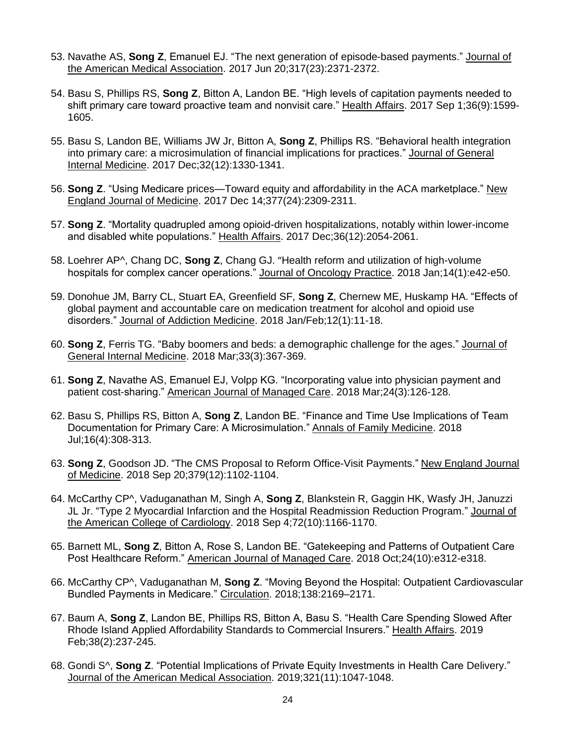53. Navathe AS, **Song Z**, Emanuel EJ. "The next generation of episode-based payments." Journal of the American Medical Association. 2017 Jun 20;317(23):2371-2372.

54. Basu S, Phillips RS, **Song Z**, Bitton A, Landon BE. "High levels of capitation payments needed to shift primary care toward proactive team and nonvisit care." Health Affairs. 2017 Sep 1;36(9):1599-1605.

55. Basu S, Landon BE, Williams JW Jr, Bitton A, **Song Z**, Phillips RS. "Behavioral health integration into primary care: a microsimulation of financial implications for practices." Journal of General Internal Medicine. 2017 Dec;32(12):1330-1341.

56. **Song Z**. "Using Medicare prices—Toward equity and affordability in the ACA marketplace." New England Journal of Medicine. 2017 Dec 14;377(24):2309-2311.

57. **Song Z**. "Mortality quadrupled among opioid-driven hospitalizations, notably within lower-income and disabled white populations." Health Affairs. 2017 Dec;36(12):2054-2061.

58. Loehrer AP^, Chang DC, **Song Z**, Chang GJ. "Health reform and utilization of high-volume hospitals for complex cancer operations." Journal of Oncology Practice. 2018 Jan;14(1):e42-e50.

59. Donohue JM, Barry CL, Stuart EA, Greenfield SF, **Song Z**, Chernew ME, Huskamp HA. "Effects of global payment and accountable care on medication treatment for alcohol and opioid use disorders." Journal of Addiction Medicine. 2018 Jan/Feb;12(1):11-18.

60. **Song Z**, Ferris TG. "Baby boomers and beds: a demographic challenge for the ages." Journal of General Internal Medicine. 2018 Mar;33(3):367-369.

61. **Song Z**, Navathe AS, Emanuel EJ, Volpp KG. "Incorporating value into physician payment and patient cost-sharing." American Journal of Managed Care. 2018 Mar;24(3):126-128.

62. Basu S, Phillips RS, Bitton A, **Song Z**, Landon BE. "Finance and Time Use Implications of Team Documentation for Primary Care: A Microsimulation." Annals of Family Medicine. 2018 Jul;16(4):308-313.

63. **Song Z**, Goodson JD. "The CMS Proposal to Reform Office-Visit Payments." New England Journal of Medicine. 2018 Sep 20;379(12):1102-1104.

64. McCarthy CP^, Vaduganathan M, Singh A, **Song Z**, Blankstein R, Gaggin HK, Wasfy JH, Januzzi JL Jr. "Type 2 Myocardial Infarction and the Hospital Readmission Reduction Program." Journal of the American College of Cardiology. 2018 Sep 4;72(10):1166-1170.

65. Barnett ML, **Song Z**, Bitton A, Rose S, Landon BE. "Gatekeeping and Patterns of Outpatient Care Post Healthcare Reform." American Journal of Managed Care. 2018 Oct;24(10):e312-e318.

66. McCarthy CP^, Vaduganathan M, **Song Z**. "Moving Beyond the Hospital: Outpatient Cardiovascular Bundled Payments in Medicare." Circulation. 2018;138:2169–2171.

67. Baum A, **Song Z**, Landon BE, Phillips RS, Bitton A, Basu S. "Health Care Spending Slowed After Rhode Island Applied Affordability Standards to Commercial Insurers." Health Affairs. 2019 Feb;38(2):237-245.

68. Gondi S^, **Song Z**. "Potential Implications of Private Equity Investments in Health Care Delivery." Journal of the American Medical Association. 2019;321(11):1047-1048.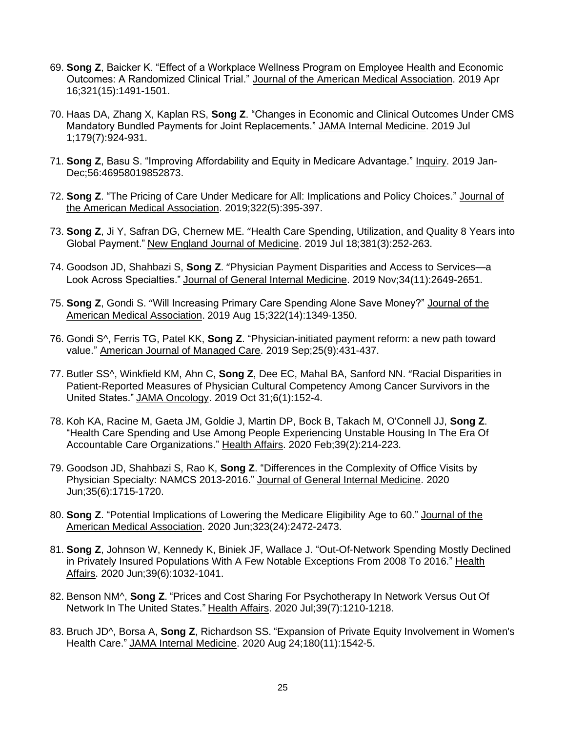69. **Song Z**, Baicker K. "Effect of a Workplace Wellness Program on Employee Health and Economic Outcomes: A Randomized Clinical Trial." Journal of the American Medical Association. 2019 Apr 16;321(15):1491-1501.

70. Haas DA, Zhang X, Kaplan RS, **Song Z**. "Changes in Economic and Clinical Outcomes Under CMS Mandatory Bundled Payments for Joint Replacements." JAMA Internal Medicine. 2019 Jul 1;179(7):924-931.

71. **Song Z**, Basu S. "Improving Affordability and Equity in Medicare Advantage." Inquiry. 2019 Jan-Dec;56:46958019852873.

72. **Song Z**. "The Pricing of Care Under Medicare for All: Implications and Policy Choices." Journal of the American Medical Association. 2019;322(5):395-397.

73. **Song Z**, Ji Y, Safran DG, Chernew ME. "Health Care Spending, Utilization, and Quality 8 Years into Global Payment." New England Journal of Medicine. 2019 Jul 18;381(3):252-263.

74. Goodson JD, Shahbazi S, **Song Z**. "Physician Payment Disparities and Access to Services—a Look Across Specialties." Journal of General Internal Medicine. 2019 Nov;34(11):2649-2651.

75. **Song Z**, Gondi S. "Will Increasing Primary Care Spending Alone Save Money?" Journal of the American Medical Association. 2019 Aug 15;322(14):1349-1350.

76. Gondi S^, Ferris TG, Patel KK, **Song Z**. "Physician-initiated payment reform: a new path toward value." American Journal of Managed Care. 2019 Sep;25(9):431-437.

77. Butler SS^, Winkfield KM, Ahn C, **Song Z**, Dee EC, Mahal BA, Sanford NN. "Racial Disparities in Patient-Reported Measures of Physician Cultural Competency Among Cancer Survivors in the United States." JAMA Oncology. 2019 Oct 31;6(1):152-4.

78. Koh KA, Racine M, Gaeta JM, Goldie J, Martin DP, Bock B, Takach M, O'Connell JJ, **Song Z**. "Health Care Spending and Use Among People Experiencing Unstable Housing In The Era Of Accountable Care Organizations." Health Affairs. 2020 Feb;39(2):214-223.

79. Goodson JD, Shahbazi S, Rao K, **Song Z**. "Differences in the Complexity of Office Visits by Physician Specialty: NAMCS 2013-2016." Journal of General Internal Medicine. 2020 Jun;35(6):1715-1720.

80. **Song Z**. "Potential Implications of Lowering the Medicare Eligibility Age to 60." Journal of the American Medical Association. 2020 Jun;323(24):2472-2473.

81. **Song Z**, Johnson W, Kennedy K, Biniek JF, Wallace J. "Out-Of-Network Spending Mostly Declined in Privately Insured Populations With A Few Notable Exceptions From 2008 To 2016." Health Affairs. 2020 Jun;39(6):1032-1041.

82. Benson NM^, **Song Z**. "Prices and Cost Sharing For Psychotherapy In Network Versus Out Of Network In The United States." Health Affairs. 2020 Jul;39(7):1210-1218.

83. Bruch JD^, Borsa A, **Song Z**, Richardson SS. "Expansion of Private Equity Involvement in Women's Health Care." JAMA Internal Medicine. 2020 Aug 24;180(11):1542-5.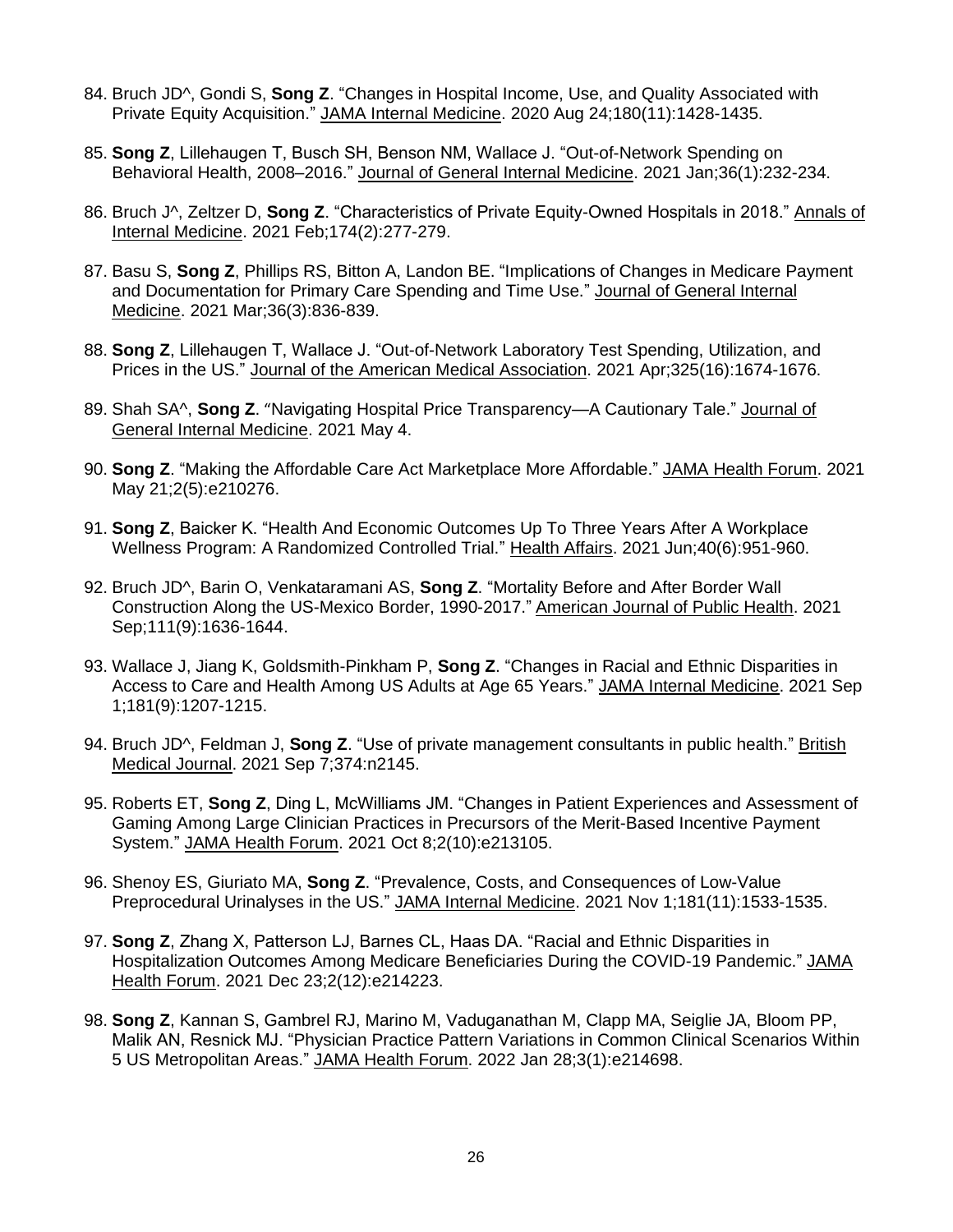84. Bruch JD^, Gondi S, **Song Z**. “Changes in Hospital Income, Use, and Quality Associated with Private Equity Acquisition.” JAMA Internal Medicine. 2020 Aug 24;180(11):1428-1435.

85. **Song Z**, Lillehaugen T, Busch SH, Benson NM, Wallace J. “Out-of-Network Spending on Behavioral Health, 2008–2016.” Journal of General Internal Medicine. 2021 Jan;36(1):232-234.

86. Bruch J^, Zeltzer D, **Song Z**. “Characteristics of Private Equity-Owned Hospitals in 2018.” Annals of Internal Medicine. 2021 Feb;174(2):277-279.

87. Basu S, **Song Z**, Phillips RS, Bitton A, Landon BE. “Implications of Changes in Medicare Payment and Documentation for Primary Care Spending and Time Use.” Journal of General Internal Medicine. 2021 Mar;36(3):836-839.

88. **Song Z**, Lillehaugen T, Wallace J. “Out-of-Network Laboratory Test Spending, Utilization, and Prices in the US.” Journal of the American Medical Association. 2021 Apr;325(16):1674-1676.

89. Shah SA^, **Song Z**. “Navigating Hospital Price Transparency—A Cautionary Tale.” Journal of General Internal Medicine. 2021 May 4.

90. **Song Z**. “Making the Affordable Care Act Marketplace More Affordable.” JAMA Health Forum. 2021 May 21;2(5):e210276.

91. **Song Z**, Baicker K. “Health And Economic Outcomes Up To Three Years After A Workplace Wellness Program: A Randomized Controlled Trial.” Health Affairs. 2021 Jun;40(6):951-960.

92. Bruch JD^, Barin O, Venkataramani AS, **Song Z**. “Mortality Before and After Border Wall Construction Along the US-Mexico Border, 1990-2017.” American Journal of Public Health. 2021 Sep;111(9):1636-1644.

93. Wallace J, Jiang K, Goldsmith-Pinkham P, **Song Z**. “Changes in Racial and Ethnic Disparities in Access to Care and Health Among US Adults at Age 65 Years.” JAMA Internal Medicine. 2021 Sep 1;181(9):1207-1215.

94. Bruch JD^, Feldman J, **Song Z**. “Use of private management consultants in public health.” British Medical Journal. 2021 Sep 7;374:n2145.

95. Roberts ET, **Song Z**, Ding L, McWilliams JM. “Changes in Patient Experiences and Assessment of Gaming Among Large Clinician Practices in Precursors of the Merit-Based Incentive Payment System.” JAMA Health Forum. 2021 Oct 8;2(10):e213105.

96. Shenoy ES, Giuriato MA, **Song Z**. “Prevalence, Costs, and Consequences of Low-Value Preprocedural Urinalyses in the US.” JAMA Internal Medicine. 2021 Nov 1;181(11):1533-1535.

97. **Song Z**, Zhang X, Patterson LJ, Barnes CL, Haas DA. “Racial and Ethnic Disparities in Hospitalization Outcomes Among Medicare Beneficiaries During the COVID-19 Pandemic.” JAMA Health Forum. 2021 Dec 23;2(12):e214223.

98. **Song Z**, Kannan S, Gambrel RJ, Marino M, Vaduganathan M, Clapp MA, Seiglie JA, Bloom PP, Malik AN, Resnick MJ. “Physician Practice Pattern Variations in Common Clinical Scenarios Within 5 US Metropolitan Areas.” JAMA Health Forum. 2022 Jan 28;3(1):e214698.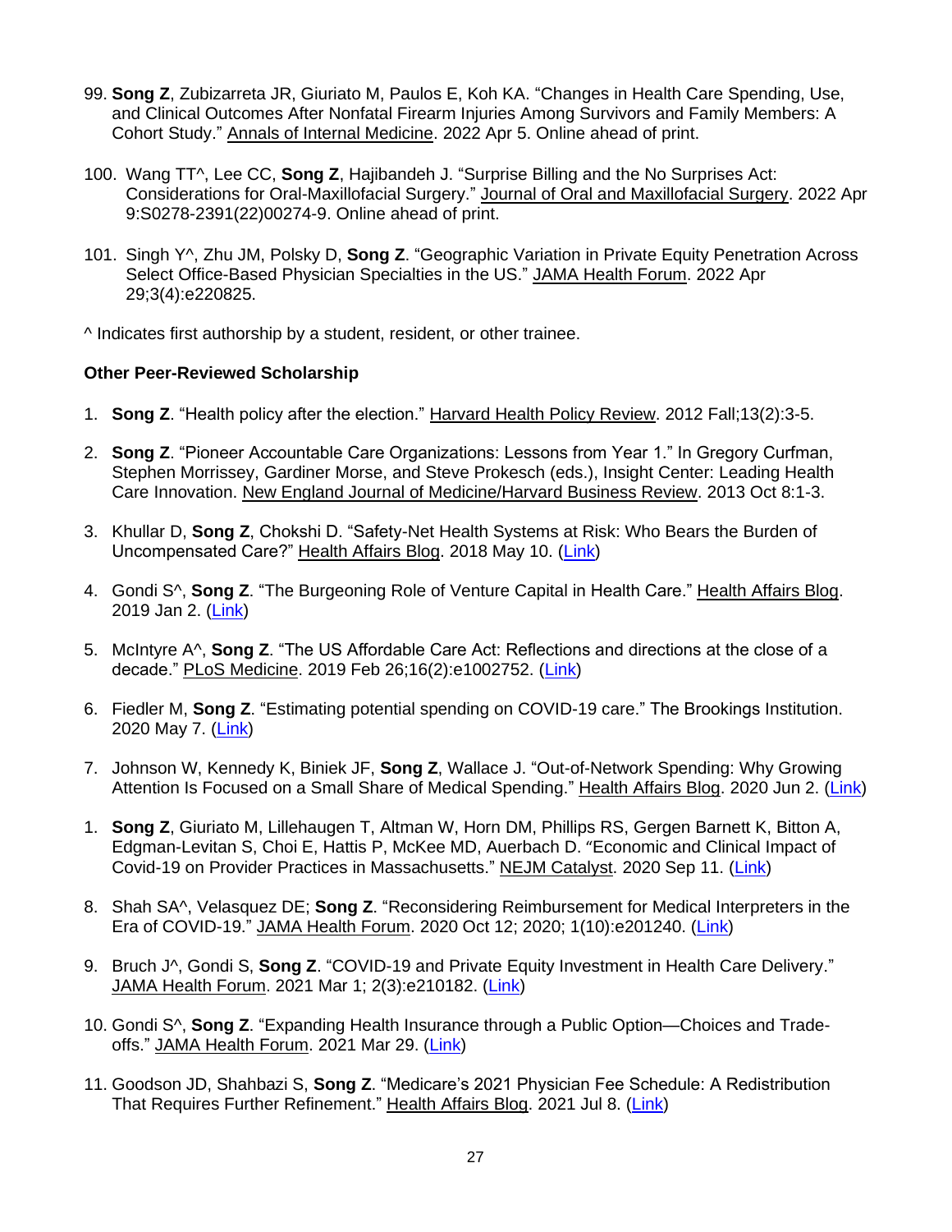99. **Song Z**, Zubizarreta JR, Giuriato M, Paulos E, Koh KA. "Changes in Health Care Spending, Use, and Clinical Outcomes After Nonfatal Firearm Injuries Among Survivors and Family Members: A Cohort Study." Annals of Internal Medicine. 2022 Apr 5. Online ahead of print.

100. Wang TT^, Lee CC, **Song Z**, Hajibandeh J. "Surprise Billing and the No Surprises Act: Considerations for Oral-Maxillofacial Surgery." Journal of Oral and Maxillofacial Surgery. 2022 Apr 9:S0278-2391(22)00274-9. Online ahead of print.

101. Singh Y^, Zhu JM, Polsky D, **Song Z**. "Geographic Variation in Private Equity Penetration Across Select Office-Based Physician Specialties in the US." JAMA Health Forum. 2022 Apr 29;3(4):e220825.

^ Indicates first authorship by a student, resident, or other trainee.

**Other Peer-Reviewed Scholarship**

1. **Song Z**. "Health policy after the election." Harvard Health Policy Review. 2012 Fall;13(2):3-5.

2. **Song Z**. "Pioneer Accountable Care Organizations: Lessons from Year 1." In Gregory Curfman, Stephen Morrissey, Gardiner Morse, and Steve Prokesch (eds.), Insight Center: Leading Health Care Innovation. New England Journal of Medicine/Harvard Business Review. 2013 Oct 8:1-3.

3. Khullar D, **Song Z**, Chokshi D. "Safety-Net Health Systems at Risk: Who Bears the Burden of Uncompensated Care?" Health Affairs Blog. 2018 May 10. (Link)

4. Gondi S^, **Song Z**. "The Burgeoning Role of Venture Capital in Health Care." Health Affairs Blog. 2019 Jan 2. (Link)

5. McIntyre A^, **Song Z**. "The US Affordable Care Act: Reflections and directions at the close of a decade." PLoS Medicine. 2019 Feb 26;16(2):e1002752. (Link)

6. Fiedler M, **Song Z**. "Estimating potential spending on COVID-19 care." The Brookings Institution. 2020 May 7. (Link)

7. Johnson W, Kennedy K, Biniek JF, **Song Z**, Wallace J. "Out-of-Network Spending: Why Growing Attention Is Focused on a Small Share of Medical Spending." Health Affairs Blog. 2020 Jun 2. (Link)

1. **Song Z**, Giuriato M, Lillehaugen T, Altman W, Horn DM, Phillips RS, Gergen Barnett K, Bitton A, Edgman-Levitan S, Choi E, Hattis P, McKee MD, Auerbach D. "Economic and Clinical Impact of Covid-19 on Provider Practices in Massachusetts." NEJM Catalyst. 2020 Sep 11. (Link)

8. Shah SA^, Velasquez DE; **Song Z**. "Reconsidering Reimbursement for Medical Interpreters in the Era of COVID-19." JAMA Health Forum. 2020 Oct 12; 2020; 1(10):e201240. (Link)

9. Bruch J^, Gondi S, **Song Z**. "COVID-19 and Private Equity Investment in Health Care Delivery." JAMA Health Forum. 2021 Mar 1; 2(3):e210182. (Link)

10. Gondi S^, **Song Z**. "Expanding Health Insurance through a Public Option—Choices and Trade-offs." JAMA Health Forum. 2021 Mar 29. (Link)

11. Goodson JD, Shahbazi S, **Song Z**. "Medicare's 2021 Physician Fee Schedule: A Redistribution That Requires Further Refinement." Health Affairs Blog. 2021 Jul 8. (Link)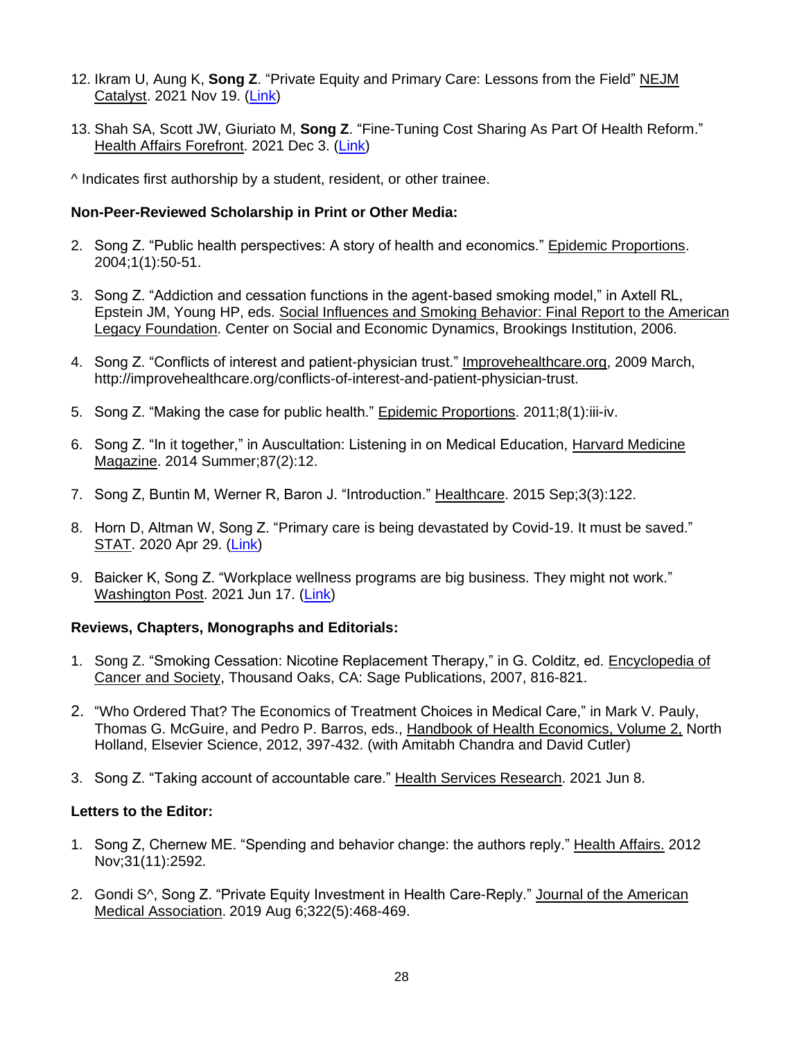12. Ikram U, Aung K, **Song Z**. "Private Equity and Primary Care: Lessons from the Field" NEJM Catalyst. 2021 Nov 19. (Link)

13. Shah SA, Scott JW, Giuriato M, **Song Z**. "Fine-Tuning Cost Sharing As Part Of Health Reform." Health Affairs Forefront. 2021 Dec 3. (Link)

^ Indicates first authorship by a student, resident, or other trainee.

**Non-Peer-Reviewed Scholarship in Print or Other Media:**

2. Song Z. "Public health perspectives: A story of health and economics." Epidemic Proportions. 2004;1(1):50-51.

3. Song Z. "Addiction and cessation functions in the agent-based smoking model," in Axtell RL, Epstein JM, Young HP, eds. Social Influences and Smoking Behavior: Final Report to the American Legacy Foundation. Center on Social and Economic Dynamics, Brookings Institution, 2006.

4. Song Z. "Conflicts of interest and patient-physician trust." Improvehealthcare.org, 2009 March, http://improvehealthcare.org/conflicts-of-interest-and-patient-physician-trust.

5. Song Z. "Making the case for public health." Epidemic Proportions. 2011;8(1):iii-iv.

6. Song Z. "In it together," in Auscultation: Listening in on Medical Education, Harvard Medicine Magazine. 2014 Summer;87(2):12.

7. Song Z, Buntin M, Werner R, Baron J. "Introduction." Healthcare. 2015 Sep;3(3):122.

8. Horn D, Altman W, Song Z. "Primary care is being devastated by Covid-19. It must be saved." STAT. 2020 Apr 29. (Link)

9. Baicker K, Song Z. "Workplace wellness programs are big business. They might not work." Washington Post. 2021 Jun 17. (Link)

**Reviews, Chapters, Monographs and Editorials:**

1. Song Z. "Smoking Cessation: Nicotine Replacement Therapy," in G. Colditz, ed. Encyclopedia of Cancer and Society, Thousand Oaks, CA: Sage Publications, 2007, 816-821.

2. "Who Ordered That? The Economics of Treatment Choices in Medical Care," in Mark V. Pauly, Thomas G. McGuire, and Pedro P. Barros, eds., Handbook of Health Economics, Volume 2, North Holland, Elsevier Science, 2012, 397-432. (with Amitabh Chandra and David Cutler)

3. Song Z. "Taking account of accountable care." Health Services Research. 2021 Jun 8.

**Letters to the Editor:**

1. Song Z, Chernew ME. "Spending and behavior change: the authors reply." Health Affairs. 2012 Nov;31(11):2592.

2. Gondi S^, Song Z. "Private Equity Investment in Health Care-Reply." Journal of the American Medical Association. 2019 Aug 6;322(5):468-469.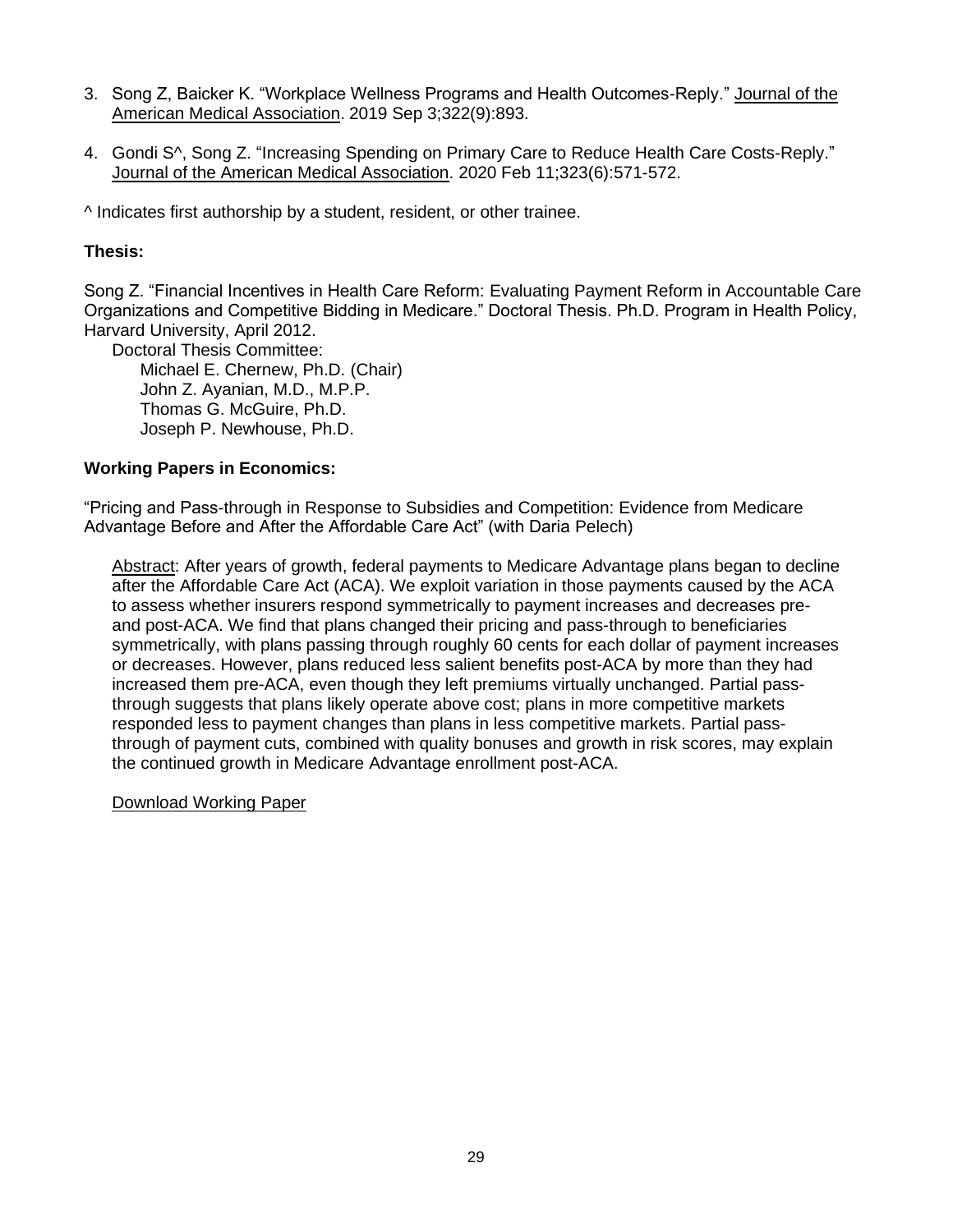3. Song Z, Baicker K. “Workplace Wellness Programs and Health Outcomes-Reply.” Journal of the American Medical Association. 2019 Sep 3;322(9):893.

4. Gondi S^, Song Z. “Increasing Spending on Primary Care to Reduce Health Care Costs-Reply.” Journal of the American Medical Association. 2020 Feb 11;323(6):571-572.

^ Indicates first authorship by a student, resident, or other trainee.

**Thesis:**

Song Z. “Financial Incentives in Health Care Reform: Evaluating Payment Reform in Accountable Care Organizations and Competitive Bidding in Medicare.” Doctoral Thesis. Ph.D. Program in Health Policy, Harvard University, April 2012.

Doctoral Thesis Committee:
- Michael E. Chernew, Ph.D. (Chair)
- John Z. Ayanian, M.D., M.P.P.
- Thomas G. McGuire, Ph.D.
- Joseph P. Newhouse, Ph.D.

**Working Papers in Economics:**

“Pricing and Pass-through in Response to Subsidies and Competition: Evidence from Medicare Advantage Before and After the Affordable Care Act” (with Daria Pelech)

Abstract: After years of growth, federal payments to Medicare Advantage plans began to decline after the Affordable Care Act (ACA). We exploit variation in those payments caused by the ACA to assess whether insurers respond symmetrically to payment increases and decreases pre- and post-ACA. We find that plans changed their pricing and pass-through to beneficiaries symmetrically, with plans passing through roughly 60 cents for each dollar of payment increases or decreases. However, plans reduced less salient benefits post-ACA by more than they had increased them pre-ACA, even though they left premiums virtually unchanged. Partial pass-through suggests that plans likely operate above cost; plans in more competitive markets responded less to payment changes than plans in less competitive markets. Partial pass-through of payment cuts, combined with quality bonuses and growth in risk scores, may explain the continued growth in Medicare Advantage enrollment post-ACA.

Download Working Paper